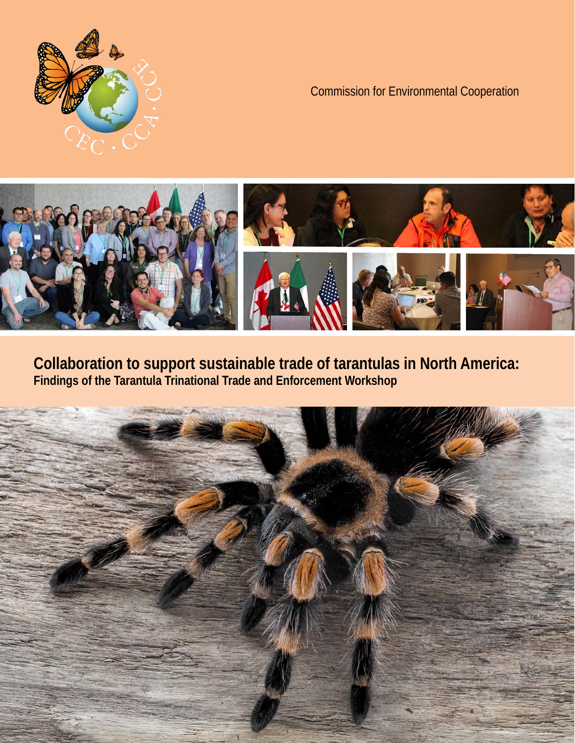Commission for Environmental Cooperation

# Collaboration to support sustainable trade of tarantulas in North America:

## Findings of the Tarantula Trinational Trade and Enforcement Workshop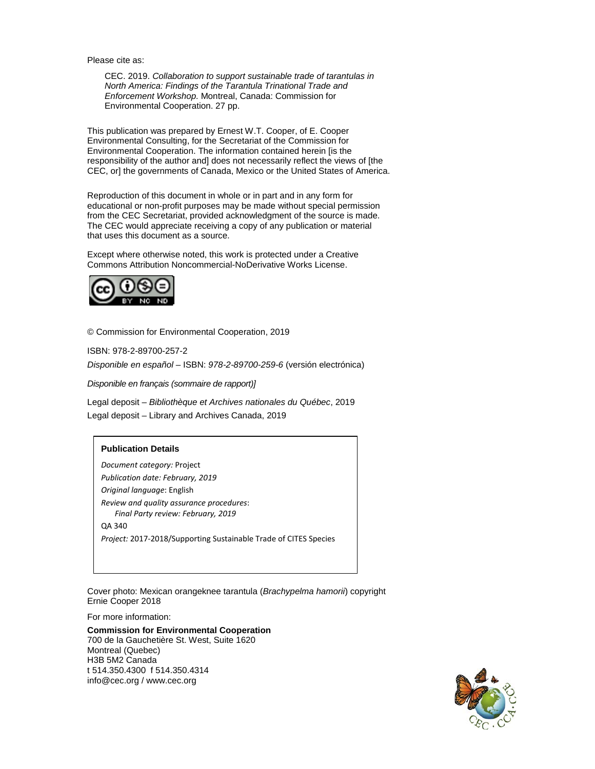Please cite as:

> CEC. 2019. *Collaboration to support sustainable trade of tarantulas in North America: Findings of the Tarantula Trinational Trade and Enforcement Workshop.* Montreal, Canada: Commission for Environmental Cooperation. 27 pp.

This publication was prepared by Ernest W.T. Cooper, of E. Cooper Environmental Consulting, for the Secretariat of the Commission for Environmental Cooperation. The information contained herein [is the responsibility of the author and] does not necessarily reflect the views of [the CEC, or] the governments of Canada, Mexico or the United States of America.

Reproduction of this document in whole or in part and in any form for educational or non-profit purposes may be made without special permission from the CEC Secretariat, provided acknowledgment of the source is made. The CEC would appreciate receiving a copy of any publication or material that uses this document as a source.

Except where otherwise noted, this work is protected under a Creative Commons Attribution Noncommercial-NoDerivative Works License.

© Commission for Environmental Cooperation, 2019

ISBN: 978-2-89700-257-2

*Disponible en español* – ISBN: *978-2-89700-259-6* (versión electrónica)

*Disponible en français (sommaire de rapport)]*

Legal deposit – *Bibliothèque et Archives nationales du Québec*, 2019
Legal deposit – Library and Archives Canada, 2019

**Publication Details**

*Document category:* Project
*Publication date: February, 2019*
*Original language*: English
*Review and quality assurance procedures*:
*Final Party review: February, 2019*
QA 340
*Project:* 2017-2018/Supporting Sustainable Trade of CITES Species

Cover photo: Mexican orangeknee tarantula (*Brachypelma hamorii*) copyright Ernie Cooper 2018

For more information:

**Commission for Environmental Cooperation**
700 de la Gauchetière St. West, Suite 1620
Montreal (Quebec)
H3B 5M2 Canada
t 514.350.4300 f 514.350.4314
info@cec.org / www.cec.org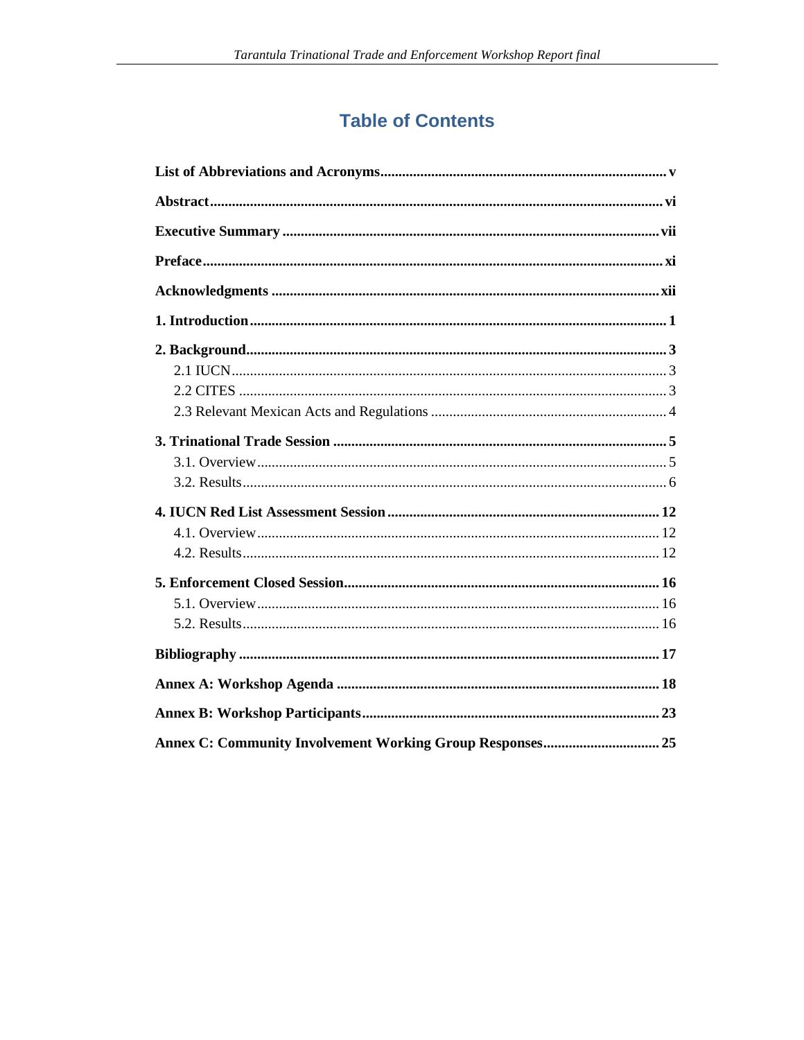# Table of Contents

**List of Abbreviations and Acronyms** .......... v

**Abstract** .......... vi

**Executive Summary** .......... vii

**Preface** .......... xi

**Acknowledgments** .......... xii

**1. Introduction** .......... 1

**2. Background** .......... 3

- 2.1 IUCN .......... 3
- 2.2 CITES .......... 3
- 2.3 Relevant Mexican Acts and Regulations .......... 4

**3. Trinational Trade Session** .......... 5

- 3.1. Overview .......... 5
- 3.2. Results .......... 6

**4. IUCN Red List Assessment Session** .......... 12

- 4.1. Overview .......... 12
- 4.2. Results .......... 12

**5. Enforcement Closed Session** .......... 16

- 5.1. Overview .......... 16
- 5.2. Results .......... 16

**Bibliography** .......... 17

**Annex A: Workshop Agenda** .......... 18

**Annex B: Workshop Participants** .......... 23

**Annex C: Community Involvement Working Group Responses** .......... 25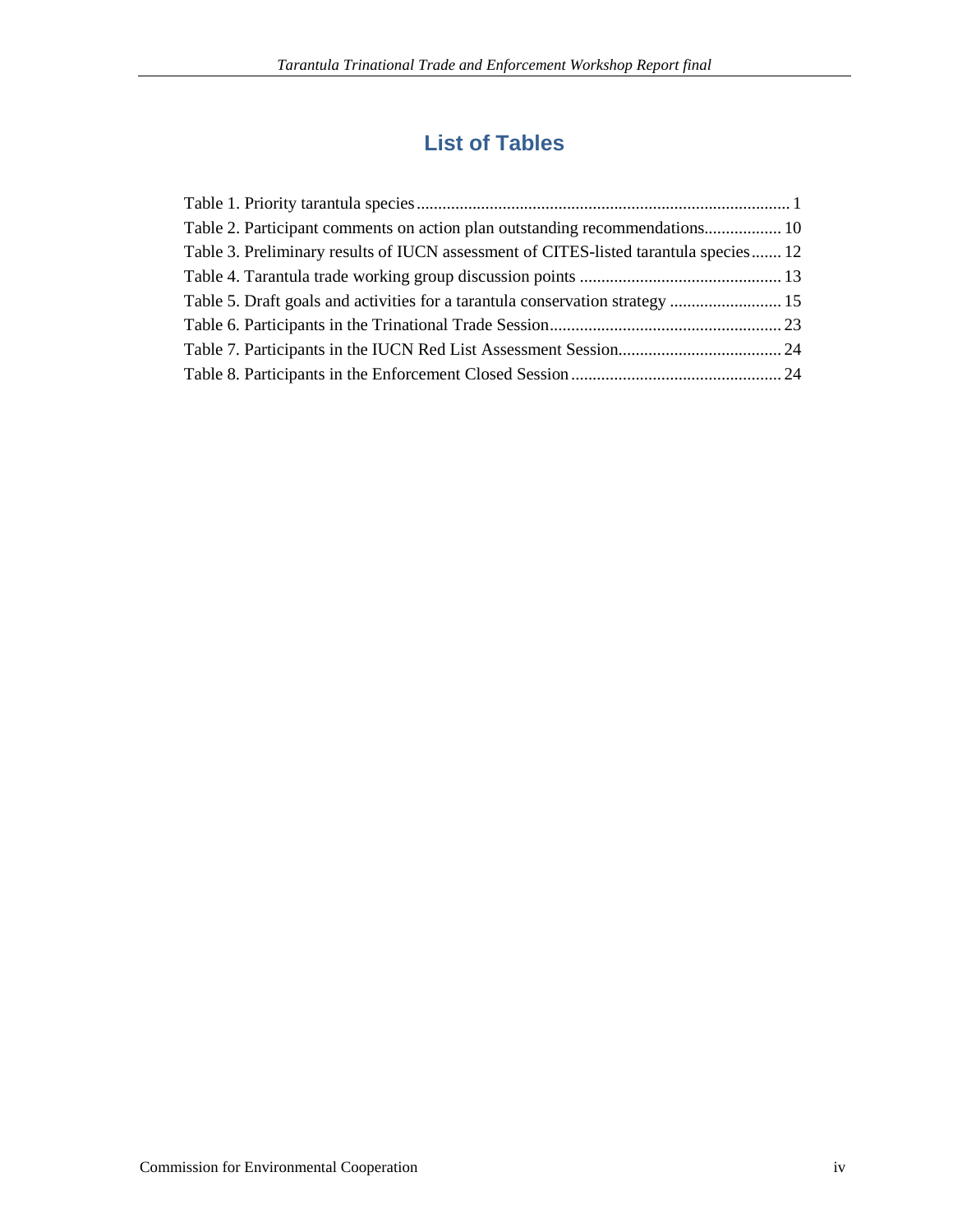# List of Tables

Table 1. Priority tarantula species....................................................................................... 1
Table 2. Participant comments on action plan outstanding recommendations.................. 10
Table 3. Preliminary results of IUCN assessment of CITES-listed tarantula species....... 12
Table 4. Tarantula trade working group discussion points ............................................... 13
Table 5. Draft goals and activities for a tarantula conservation strategy .......................... 15
Table 6. Participants in the Trinational Trade Session...................................................... 23
Table 7. Participants in the IUCN Red List Assessment Session...................................... 24
Table 8. Participants in the Enforcement Closed Session................................................. 24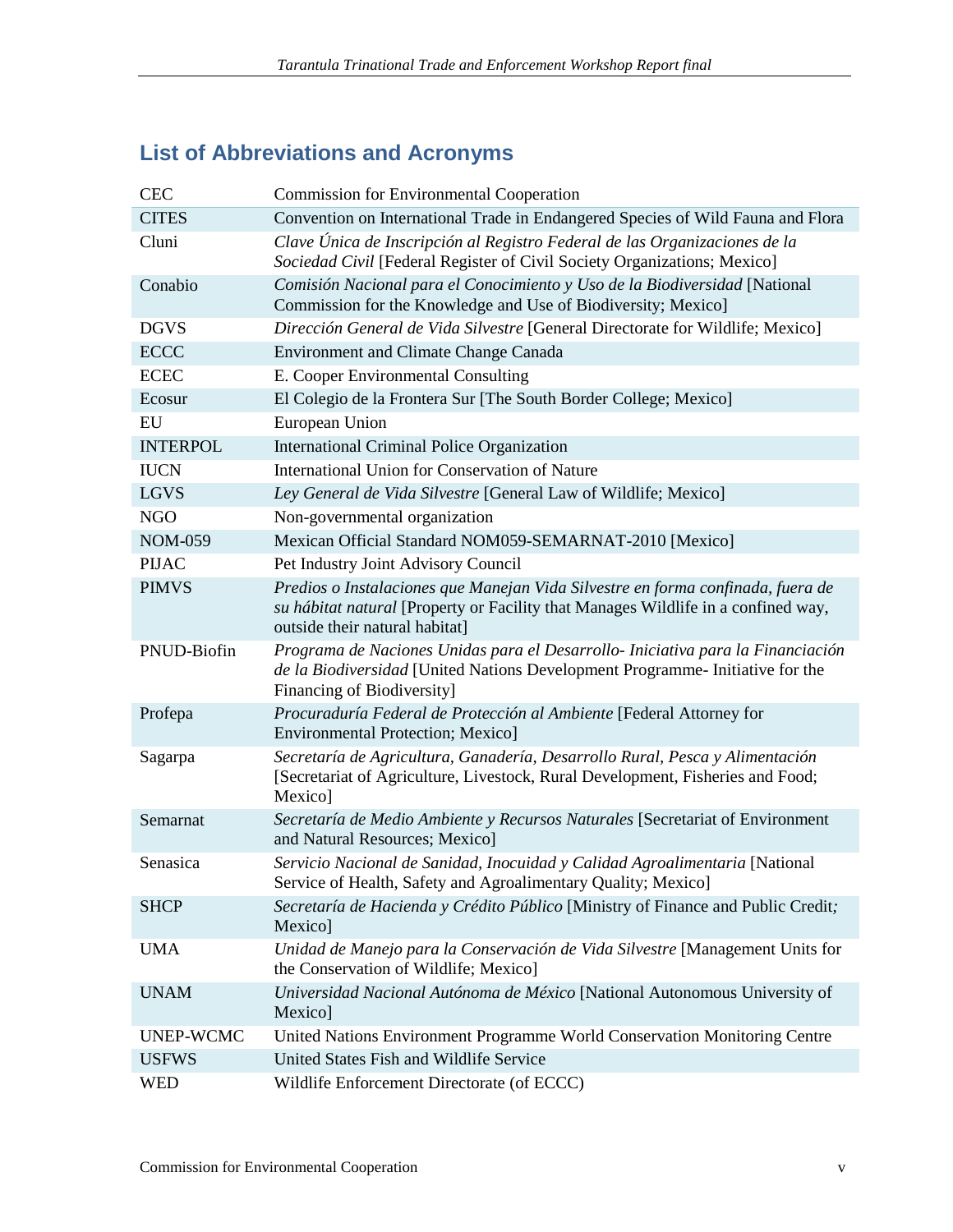## List of Abbreviations and Acronyms

| | |
|---|---|
| CEC | Commission for Environmental Cooperation |
| CITES | Convention on International Trade in Endangered Species of Wild Fauna and Flora |
| Cluni | *Clave Única de Inscripción al Registro Federal de las Organizaciones de la Sociedad Civil* [Federal Register of Civil Society Organizations; Mexico] |
| Conabio | *Comisión Nacional para el Conocimiento y Uso de la Biodiversidad* [National Commission for the Knowledge and Use of Biodiversity; Mexico] |
| DGVS | *Dirección General de Vida Silvestre* [General Directorate for Wildlife; Mexico] |
| ECCC | Environment and Climate Change Canada |
| ECEC | E. Cooper Environmental Consulting |
| Ecosur | El Colegio de la Frontera Sur [The South Border College; Mexico] |
| EU | European Union |
| INTERPOL | International Criminal Police Organization |
| IUCN | International Union for Conservation of Nature |
| LGVS | *Ley General de Vida Silvestre* [General Law of Wildlife; Mexico] |
| NGO | Non-governmental organization |
| NOM-059 | Mexican Official Standard NOM059-SEMARNAT-2010 [Mexico] |
| PIJAC | Pet Industry Joint Advisory Council |
| PIMVS | *Predios o Instalaciones que Manejan Vida Silvestre en forma confinada, fuera de su hábitat natural* [Property or Facility that Manages Wildlife in a confined way, outside their natural habitat] |
| PNUD-Biofin | *Programa de Naciones Unidas para el Desarrollo- Iniciativa para la Financiación de la Biodiversidad* [United Nations Development Programme- Initiative for the Financing of Biodiversity] |
| Profepa | *Procuraduría Federal de Protección al Ambiente* [Federal Attorney for Environmental Protection; Mexico] |
| Sagarpa | *Secretaría de Agricultura, Ganadería, Desarrollo Rural, Pesca y Alimentación* [Secretariat of Agriculture, Livestock, Rural Development, Fisheries and Food; Mexico] |
| Semarnat | *Secretaría de Medio Ambiente y Recursos Naturales* [Secretariat of Environment and Natural Resources; Mexico] |
| Senasica | *Servicio Nacional de Sanidad, Inocuidad y Calidad Agroalimentaria* [National Service of Health, Safety and Agroalimentary Quality; Mexico] |
| SHCP | *Secretaría de Hacienda y Crédito Público* [Ministry of Finance and Public Credit; Mexico] |
| UMA | *Unidad de Manejo para la Conservación de Vida Silvestre* [Management Units for the Conservation of Wildlife; Mexico] |
| UNAM | *Universidad Nacional Autónoma de México* [National Autonomous University of Mexico] |
| UNEP-WCMC | United Nations Environment Programme World Conservation Monitoring Centre |
| USFWS | United States Fish and Wildlife Service |
| WED | Wildlife Enforcement Directorate (of ECCC) |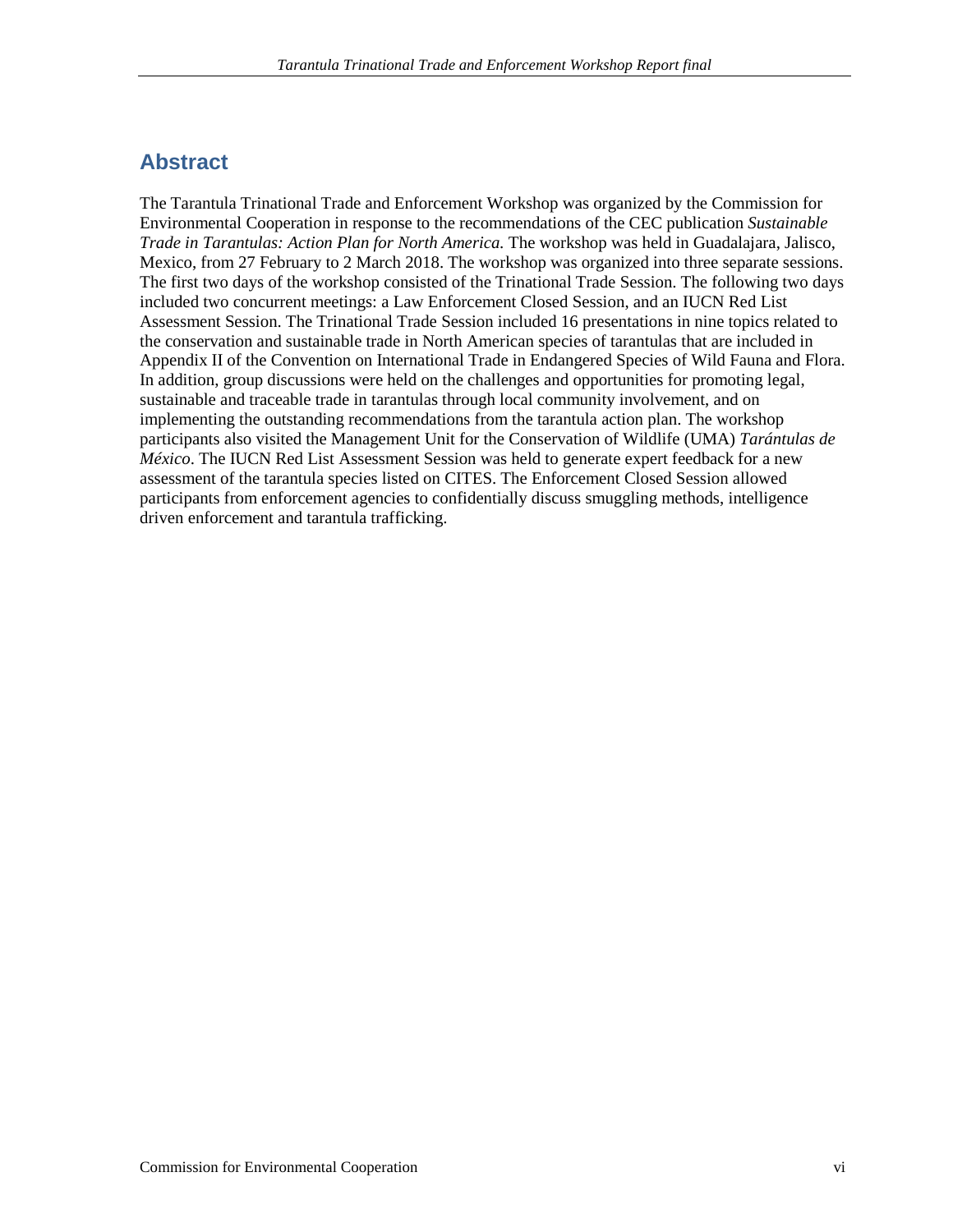## Abstract

The Tarantula Trinational Trade and Enforcement Workshop was organized by the Commission for Environmental Cooperation in response to the recommendations of the CEC publication *Sustainable Trade in Tarantulas: Action Plan for North America.* The workshop was held in Guadalajara, Jalisco, Mexico, from 27 February to 2 March 2018. The workshop was organized into three separate sessions. The first two days of the workshop consisted of the Trinational Trade Session. The following two days included two concurrent meetings: a Law Enforcement Closed Session, and an IUCN Red List Assessment Session. The Trinational Trade Session included 16 presentations in nine topics related to the conservation and sustainable trade in North American species of tarantulas that are included in Appendix II of the Convention on International Trade in Endangered Species of Wild Fauna and Flora. In addition, group discussions were held on the challenges and opportunities for promoting legal, sustainable and traceable trade in tarantulas through local community involvement, and on implementing the outstanding recommendations from the tarantula action plan. The workshop participants also visited the Management Unit for the Conservation of Wildlife (UMA) *Tarántulas de México*. The IUCN Red List Assessment Session was held to generate expert feedback for a new assessment of the tarantula species listed on CITES. The Enforcement Closed Session allowed participants from enforcement agencies to confidentially discuss smuggling methods, intelligence driven enforcement and tarantula trafficking.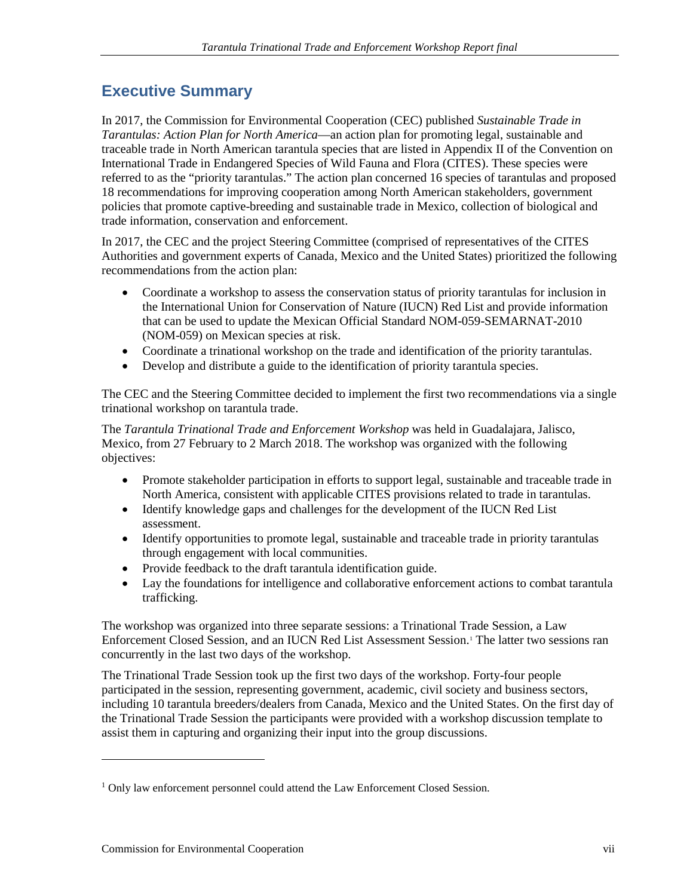## Executive Summary

In 2017, the Commission for Environmental Cooperation (CEC) published *Sustainable Trade in Tarantulas: Action Plan for North America*—an action plan for promoting legal, sustainable and traceable trade in North American tarantula species that are listed in Appendix II of the Convention on International Trade in Endangered Species of Wild Fauna and Flora (CITES). These species were referred to as the "priority tarantulas." The action plan concerned 16 species of tarantulas and proposed 18 recommendations for improving cooperation among North American stakeholders, government policies that promote captive-breeding and sustainable trade in Mexico, collection of biological and trade information, conservation and enforcement.

In 2017, the CEC and the project Steering Committee (comprised of representatives of the CITES Authorities and government experts of Canada, Mexico and the United States) prioritized the following recommendations from the action plan:

- Coordinate a workshop to assess the conservation status of priority tarantulas for inclusion in the International Union for Conservation of Nature (IUCN) Red List and provide information that can be used to update the Mexican Official Standard NOM-059-SEMARNAT-2010 (NOM-059) on Mexican species at risk.
- Coordinate a trinational workshop on the trade and identification of the priority tarantulas.
- Develop and distribute a guide to the identification of priority tarantula species.

The CEC and the Steering Committee decided to implement the first two recommendations via a single trinational workshop on tarantula trade.

The *Tarantula Trinational Trade and Enforcement Workshop* was held in Guadalajara, Jalisco, Mexico, from 27 February to 2 March 2018. The workshop was organized with the following objectives:

- Promote stakeholder participation in efforts to support legal, sustainable and traceable trade in North America, consistent with applicable CITES provisions related to trade in tarantulas.
- Identify knowledge gaps and challenges for the development of the IUCN Red List assessment.
- Identify opportunities to promote legal, sustainable and traceable trade in priority tarantulas through engagement with local communities.
- Provide feedback to the draft tarantula identification guide.
- Lay the foundations for intelligence and collaborative enforcement actions to combat tarantula trafficking.

The workshop was organized into three separate sessions: a Trinational Trade Session, a Law Enforcement Closed Session, and an IUCN Red List Assessment Session.[1] The latter two sessions ran concurrently in the last two days of the workshop.

The Trinational Trade Session took up the first two days of the workshop. Forty-four people participated in the session, representing government, academic, civil society and business sectors, including 10 tarantula breeders/dealers from Canada, Mexico and the United States. On the first day of the Trinational Trade Session the participants were provided with a workshop discussion template to assist them in capturing and organizing their input into the group discussions.

[1] Only law enforcement personnel could attend the Law Enforcement Closed Session.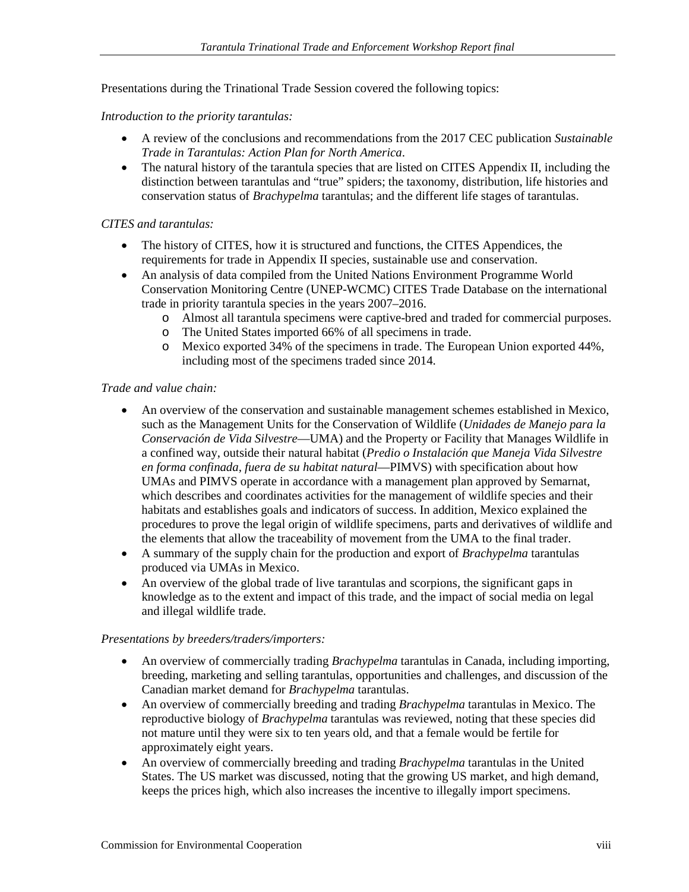Presentations during the Trinational Trade Session covered the following topics:

*Introduction to the priority tarantulas:*

- A review of the conclusions and recommendations from the 2017 CEC publication *Sustainable Trade in Tarantulas: Action Plan for North America*.
- The natural history of the tarantula species that are listed on CITES Appendix II, including the distinction between tarantulas and "true" spiders; the taxonomy, distribution, life histories and conservation status of *Brachypelma* tarantulas; and the different life stages of tarantulas.

*CITES and tarantulas:*

- The history of CITES, how it is structured and functions, the CITES Appendices, the requirements for trade in Appendix II species, sustainable use and conservation.
- An analysis of data compiled from the United Nations Environment Programme World Conservation Monitoring Centre (UNEP-WCMC) CITES Trade Database on the international trade in priority tarantula species in the years 2007–2016.
    - Almost all tarantula specimens were captive-bred and traded for commercial purposes.
    - The United States imported 66% of all specimens in trade.
    - Mexico exported 34% of the specimens in trade. The European Union exported 44%, including most of the specimens traded since 2014.

*Trade and value chain:*

- An overview of the conservation and sustainable management schemes established in Mexico, such as the Management Units for the Conservation of Wildlife (*Unidades de Manejo para la Conservación de Vida Silvestre*—UMA) and the Property or Facility that Manages Wildlife in a confined way, outside their natural habitat (*Predio o Instalación que Maneja Vida Silvestre en forma confinada, fuera de su habitat natural*—PIMVS) with specification about how UMAs and PIMVS operate in accordance with a management plan approved by Semarnat, which describes and coordinates activities for the management of wildlife species and their habitats and establishes goals and indicators of success. In addition, Mexico explained the procedures to prove the legal origin of wildlife specimens, parts and derivatives of wildlife and the elements that allow the traceability of movement from the UMA to the final trader.
- A summary of the supply chain for the production and export of *Brachypelma* tarantulas produced via UMAs in Mexico.
- An overview of the global trade of live tarantulas and scorpions, the significant gaps in knowledge as to the extent and impact of this trade, and the impact of social media on legal and illegal wildlife trade.

*Presentations by breeders/traders/importers:*

- An overview of commercially trading *Brachypelma* tarantulas in Canada, including importing, breeding, marketing and selling tarantulas, opportunities and challenges, and discussion of the Canadian market demand for *Brachypelma* tarantulas.
- An overview of commercially breeding and trading *Brachypelma* tarantulas in Mexico. The reproductive biology of *Brachypelma* tarantulas was reviewed, noting that these species did not mature until they were six to ten years old, and that a female would be fertile for approximately eight years.
- An overview of commercially breeding and trading *Brachypelma* tarantulas in the United States. The US market was discussed, noting that the growing US market, and high demand, keeps the prices high, which also increases the incentive to illegally import specimens.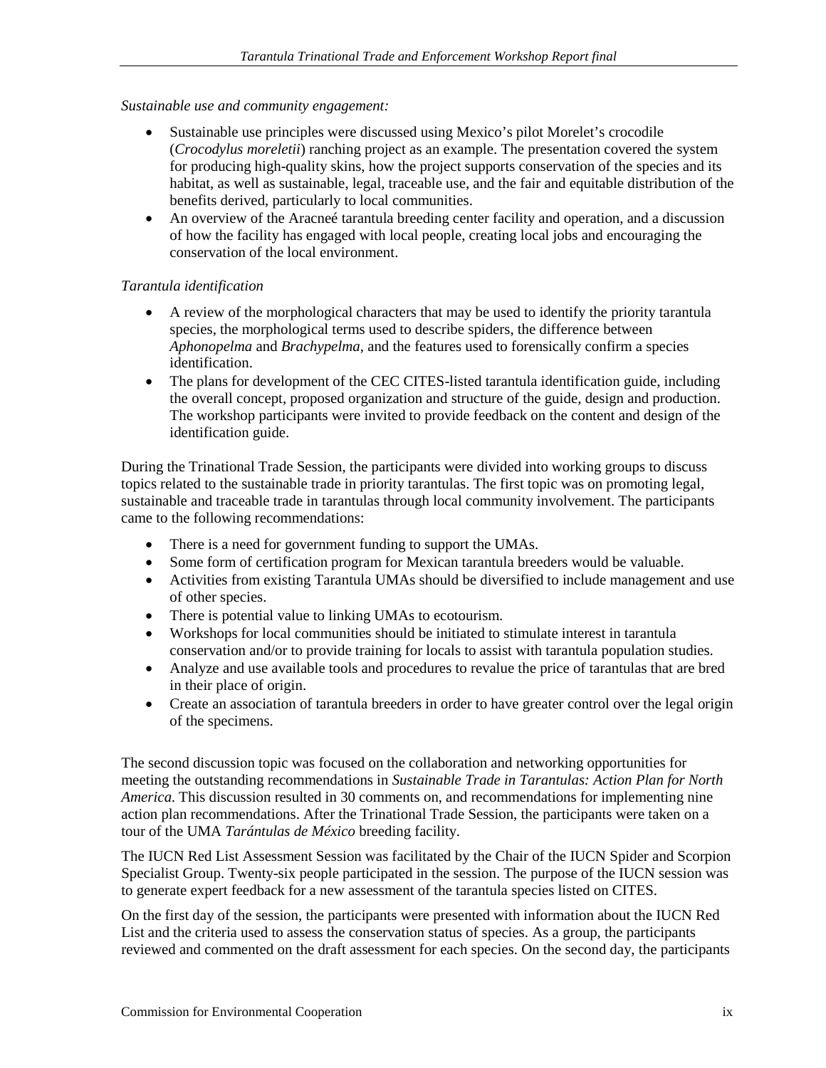*Sustainable use and community engagement:*

- Sustainable use principles were discussed using Mexico's pilot Morelet's crocodile (*Crocodylus moreletii*) ranching project as an example. The presentation covered the system for producing high-quality skins, how the project supports conservation of the species and its habitat, as well as sustainable, legal, traceable use, and the fair and equitable distribution of the benefits derived, particularly to local communities.
- An overview of the Aracneé tarantula breeding center facility and operation, and a discussion of how the facility has engaged with local people, creating local jobs and encouraging the conservation of the local environment.

*Tarantula identification*

- A review of the morphological characters that may be used to identify the priority tarantula species, the morphological terms used to describe spiders, the difference between *Aphonopelma* and *Brachypelma*, and the features used to forensically confirm a species identification.
- The plans for development of the CEC CITES-listed tarantula identification guide, including the overall concept, proposed organization and structure of the guide, design and production. The workshop participants were invited to provide feedback on the content and design of the identification guide.

During the Trinational Trade Session, the participants were divided into working groups to discuss topics related to the sustainable trade in priority tarantulas. The first topic was on promoting legal, sustainable and traceable trade in tarantulas through local community involvement. The participants came to the following recommendations:

- There is a need for government funding to support the UMAs.
- Some form of certification program for Mexican tarantula breeders would be valuable.
- Activities from existing Tarantula UMAs should be diversified to include management and use of other species.
- There is potential value to linking UMAs to ecotourism.
- Workshops for local communities should be initiated to stimulate interest in tarantula conservation and/or to provide training for locals to assist with tarantula population studies.
- Analyze and use available tools and procedures to revalue the price of tarantulas that are bred in their place of origin.
- Create an association of tarantula breeders in order to have greater control over the legal origin of the specimens.

The second discussion topic was focused on the collaboration and networking opportunities for meeting the outstanding recommendations in *Sustainable Trade in Tarantulas: Action Plan for North America.* This discussion resulted in 30 comments on, and recommendations for implementing nine action plan recommendations. After the Trinational Trade Session, the participants were taken on a tour of the UMA *Tarántulas de México* breeding facility.

The IUCN Red List Assessment Session was facilitated by the Chair of the IUCN Spider and Scorpion Specialist Group. Twenty-six people participated in the session. The purpose of the IUCN session was to generate expert feedback for a new assessment of the tarantula species listed on CITES.

On the first day of the session, the participants were presented with information about the IUCN Red List and the criteria used to assess the conservation status of species. As a group, the participants reviewed and commented on the draft assessment for each species. On the second day, the participants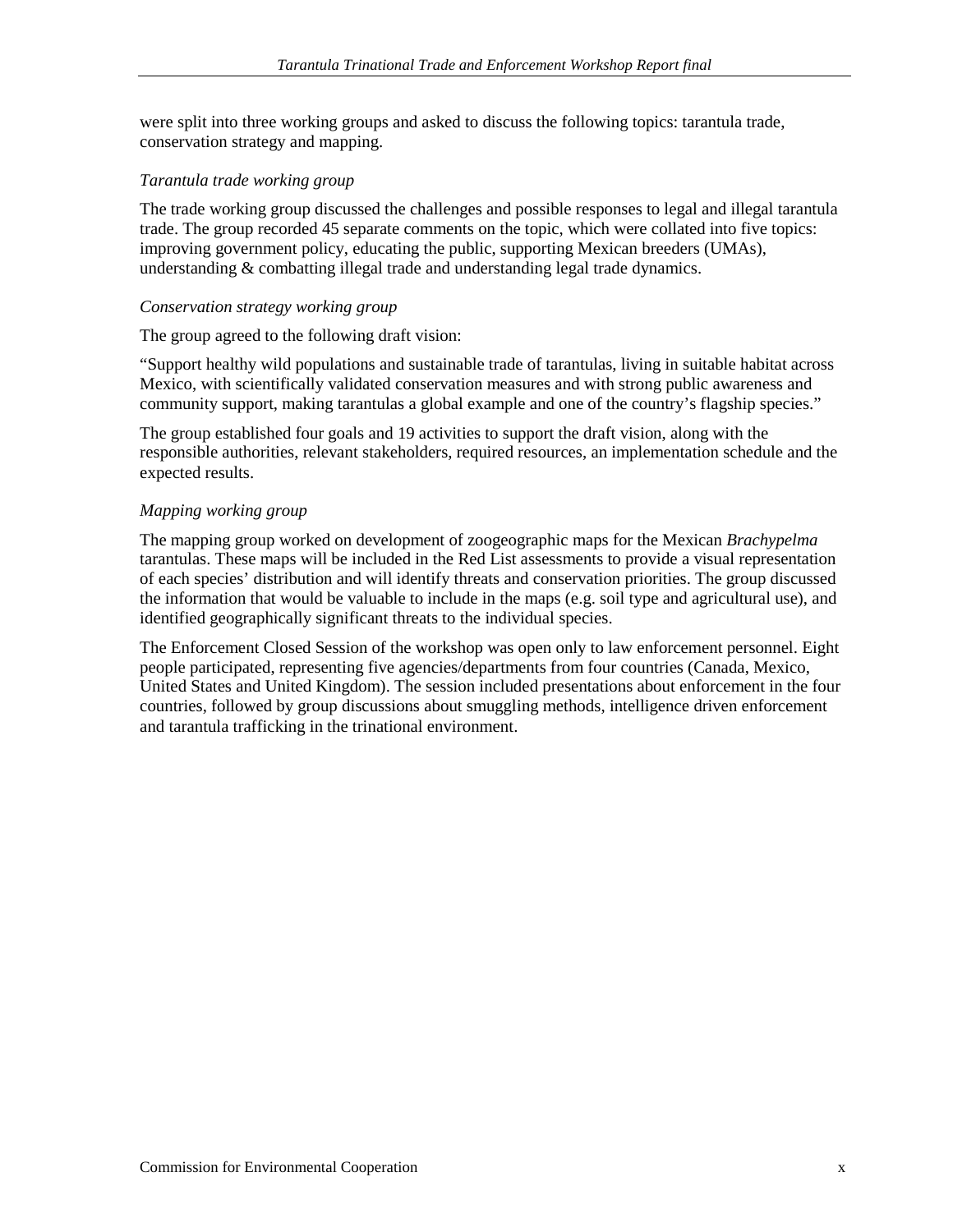were split into three working groups and asked to discuss the following topics: tarantula trade, conservation strategy and mapping.

*Tarantula trade working group*

The trade working group discussed the challenges and possible responses to legal and illegal tarantula trade. The group recorded 45 separate comments on the topic, which were collated into five topics: improving government policy, educating the public, supporting Mexican breeders (UMAs), understanding & combatting illegal trade and understanding legal trade dynamics.

*Conservation strategy working group*

The group agreed to the following draft vision:

"Support healthy wild populations and sustainable trade of tarantulas, living in suitable habitat across Mexico, with scientifically validated conservation measures and with strong public awareness and community support, making tarantulas a global example and one of the country's flagship species."

The group established four goals and 19 activities to support the draft vision, along with the responsible authorities, relevant stakeholders, required resources, an implementation schedule and the expected results.

*Mapping working group*

The mapping group worked on development of zoogeographic maps for the Mexican *Brachypelma* tarantulas. These maps will be included in the Red List assessments to provide a visual representation of each species' distribution and will identify threats and conservation priorities. The group discussed the information that would be valuable to include in the maps (e.g. soil type and agricultural use), and identified geographically significant threats to the individual species.

The Enforcement Closed Session of the workshop was open only to law enforcement personnel. Eight people participated, representing five agencies/departments from four countries (Canada, Mexico, United States and United Kingdom). The session included presentations about enforcement in the four countries, followed by group discussions about smuggling methods, intelligence driven enforcement and tarantula trafficking in the trinational environment.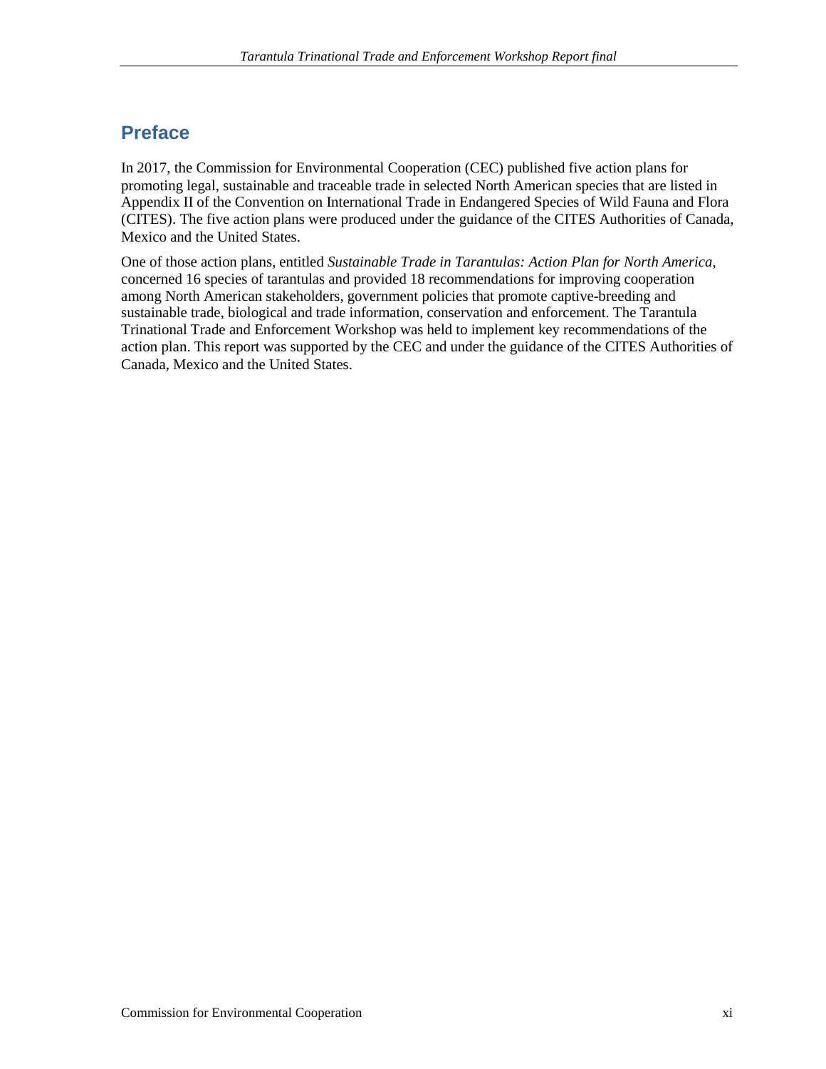## Preface

In 2017, the Commission for Environmental Cooperation (CEC) published five action plans for promoting legal, sustainable and traceable trade in selected North American species that are listed in Appendix II of the Convention on International Trade in Endangered Species of Wild Fauna and Flora (CITES). The five action plans were produced under the guidance of the CITES Authorities of Canada, Mexico and the United States.

One of those action plans, entitled *Sustainable Trade in Tarantulas: Action Plan for North America*, concerned 16 species of tarantulas and provided 18 recommendations for improving cooperation among North American stakeholders, government policies that promote captive-breeding and sustainable trade, biological and trade information, conservation and enforcement. The Tarantula Trinational Trade and Enforcement Workshop was held to implement key recommendations of the action plan. This report was supported by the CEC and under the guidance of the CITES Authorities of Canada, Mexico and the United States.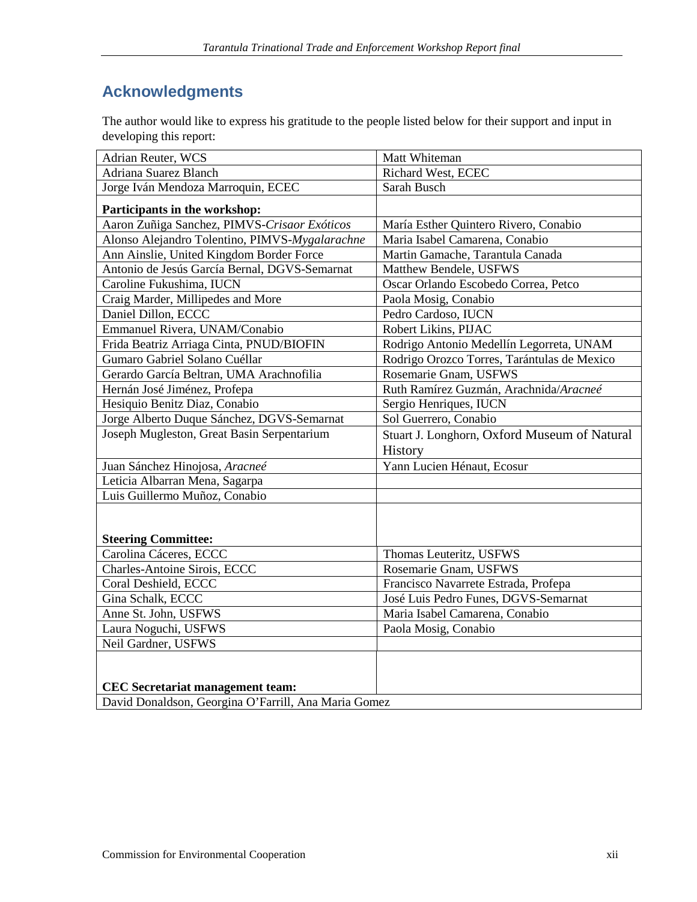## Acknowledgments

The author would like to express his gratitude to the people listed below for their support and input in developing this report:

| | |
|---|---|
| Adrian Reuter, WCS | Matt Whiteman |
| Adriana Suarez Blanch | Richard West, ECEC |
| Jorge Iván Mendoza Marroquin, ECEC | Sarah Busch |
| **Participants in the workshop:** | |
| Aaron Zuñiga Sanchez, PIMVS-*Crisaor Exóticos* | María Esther Quintero Rivero, Conabio |
| Alonso Alejandro Tolentino, PIMVS-*Mygalarachne* | Maria Isabel Camarena, Conabio |
| Ann Ainslie, United Kingdom Border Force | Martin Gamache, Tarantula Canada |
| Antonio de Jesús García Bernal, DGVS-Semarnat | Matthew Bendele, USFWS |
| Caroline Fukushima, IUCN | Oscar Orlando Escobedo Correa, Petco |
| Craig Marder, Millipedes and More | Paola Mosig, Conabio |
| Daniel Dillon, ECCC | Pedro Cardoso, IUCN |
| Emmanuel Rivera, UNAM/Conabio | Robert Likins, PIJAC |
| Frida Beatriz Arriaga Cinta, PNUD/BIOFIN | Rodrigo Antonio Medellín Legorreta, UNAM |
| Gumaro Gabriel Solano Cuéllar | Rodrigo Orozco Torres, Tarántulas de Mexico |
| Gerardo García Beltran, UMA Arachnofilia | Rosemarie Gnam, USFWS |
| Hernán José Jiménez, Profepa | Ruth Ramírez Guzmán, Arachnida/*Aracneé* |
| Hesiquio Benitz Diaz, Conabio | Sergio Henriques, IUCN |
| Jorge Alberto Duque Sánchez, DGVS-Semarnat | Sol Guerrero, Conabio |
| Joseph Mugleston, Great Basin Serpentarium | Stuart J. Longhorn, Oxford Museum of Natural History |
| Juan Sánchez Hinojosa, *Aracneé* | Yann Lucien Hénaut, Ecosur |
| Leticia Albarran Mena, Sagarpa | |
| Luis Guillermo Muñoz, Conabio | |
| **Steering Committee:** | |
| Carolina Cáceres, ECCC | Thomas Leuteritz, USFWS |
| Charles-Antoine Sirois, ECCC | Rosemarie Gnam, USFWS |
| Coral Deshield, ECCC | Francisco Navarrete Estrada, Profepa |
| Gina Schalk, ECCC | José Luis Pedro Funes, DGVS-Semarnat |
| Anne St. John, USFWS | Maria Isabel Camarena, Conabio |
| Laura Noguchi, USFWS | Paola Mosig, Conabio |
| Neil Gardner, USFWS | |
| **CEC Secretariat management team:** | |
| David Donaldson, Georgina O'Farrill, Ana Maria Gomez | |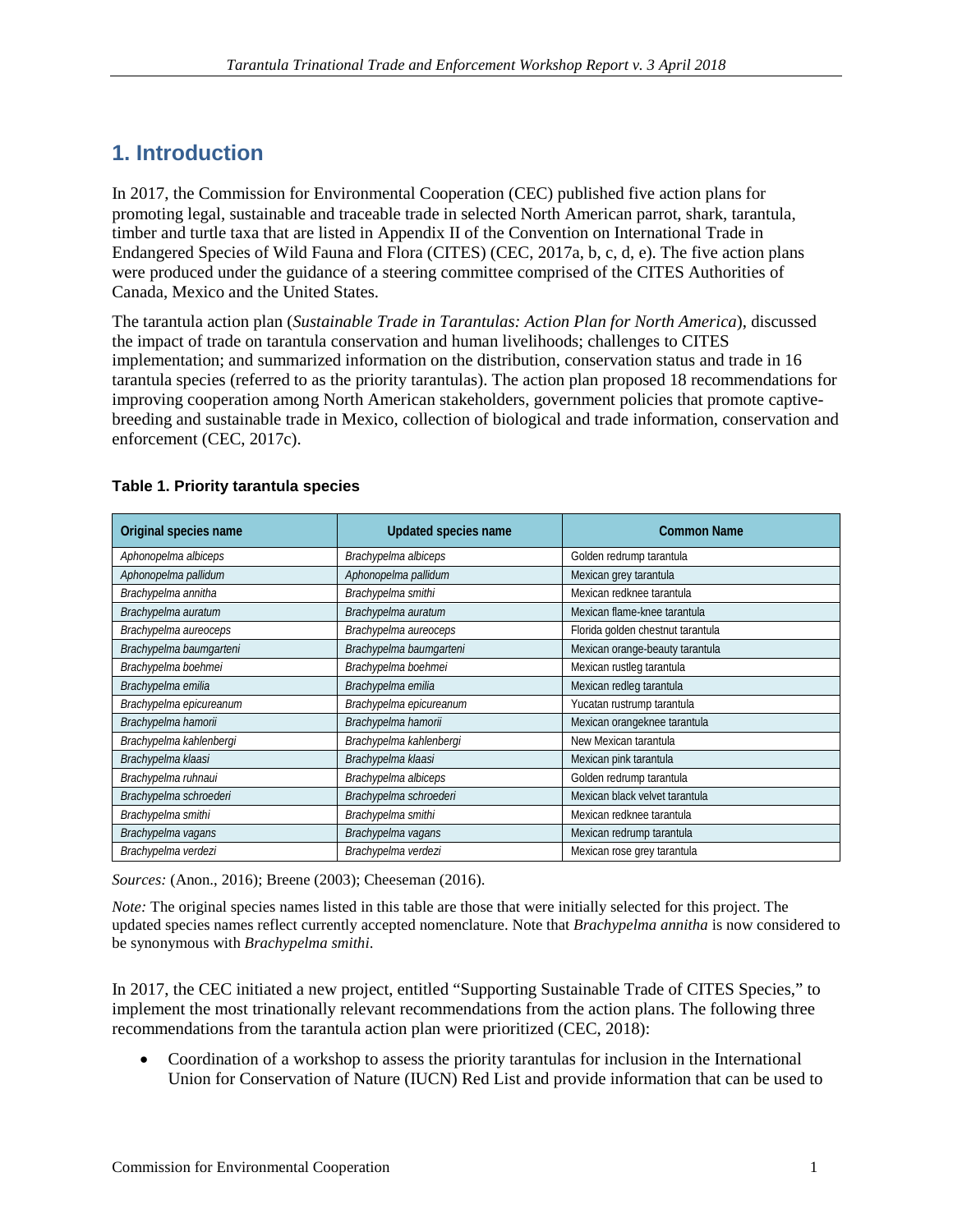# 1. Introduction

In 2017, the Commission for Environmental Cooperation (CEC) published five action plans for promoting legal, sustainable and traceable trade in selected North American parrot, shark, tarantula, timber and turtle taxa that are listed in Appendix II of the Convention on International Trade in Endangered Species of Wild Fauna and Flora (CITES) (CEC, 2017a, b, c, d, e). The five action plans were produced under the guidance of a steering committee comprised of the CITES Authorities of Canada, Mexico and the United States.

The tarantula action plan (*Sustainable Trade in Tarantulas: Action Plan for North America*), discussed the impact of trade on tarantula conservation and human livelihoods; challenges to CITES implementation; and summarized information on the distribution, conservation status and trade in 16 tarantula species (referred to as the priority tarantulas). The action plan proposed 18 recommendations for improving cooperation among North American stakeholders, government policies that promote captive-breeding and sustainable trade in Mexico, collection of biological and trade information, conservation and enforcement (CEC, 2017c).

**Table 1. Priority tarantula species**

| Original species name | Updated species name | Common Name |
|---|---|---|
| *Aphonopelma albiceps* | *Brachypelma albiceps* | Golden redrump tarantula |
| *Aphonopelma pallidum* | *Aphonopelma pallidum* | Mexican grey tarantula |
| *Brachypelma annitha* | *Brachypelma smithi* | Mexican redknee tarantula |
| *Brachypelma auratum* | *Brachypelma auratum* | Mexican flame-knee tarantula |
| *Brachypelma aureoceps* | *Brachypelma aureoceps* | Florida golden chestnut tarantula |
| *Brachypelma baumgarteni* | *Brachypelma baumgarteni* | Mexican orange-beauty tarantula |
| *Brachypelma boehmei* | *Brachypelma boehmei* | Mexican rustleg tarantula |
| *Brachypelma emilia* | *Brachypelma emilia* | Mexican redleg tarantula |
| *Brachypelma epicureanum* | *Brachypelma epicureanum* | Yucatan rustrump tarantula |
| *Brachypelma hamorii* | *Brachypelma hamorii* | Mexican orangeknee tarantula |
| *Brachypelma kahlenbergi* | *Brachypelma kahlenbergi* | New Mexican tarantula |
| *Brachypelma klaasi* | *Brachypelma klaasi* | Mexican pink tarantula |
| *Brachypelma ruhnaui* | *Brachypelma albiceps* | Golden redrump tarantula |
| *Brachypelma schroederi* | *Brachypelma schroederi* | Mexican black velvet tarantula |
| *Brachypelma smithi* | *Brachypelma smithi* | Mexican redknee tarantula |
| *Brachypelma vagans* | *Brachypelma vagans* | Mexican redrump tarantula |
| *Brachypelma verdezi* | *Brachypelma verdezi* | Mexican rose grey tarantula |

*Sources:* (Anon., 2016); Breene (2003); Cheeseman (2016).

*Note:* The original species names listed in this table are those that were initially selected for this project. The updated species names reflect currently accepted nomenclature. Note that *Brachypelma annitha* is now considered to be synonymous with *Brachypelma smithi*.

In 2017, the CEC initiated a new project, entitled "Supporting Sustainable Trade of CITES Species," to implement the most trinationally relevant recommendations from the action plans. The following three recommendations from the tarantula action plan were prioritized (CEC, 2018):

- Coordination of a workshop to assess the priority tarantulas for inclusion in the International Union for Conservation of Nature (IUCN) Red List and provide information that can be used to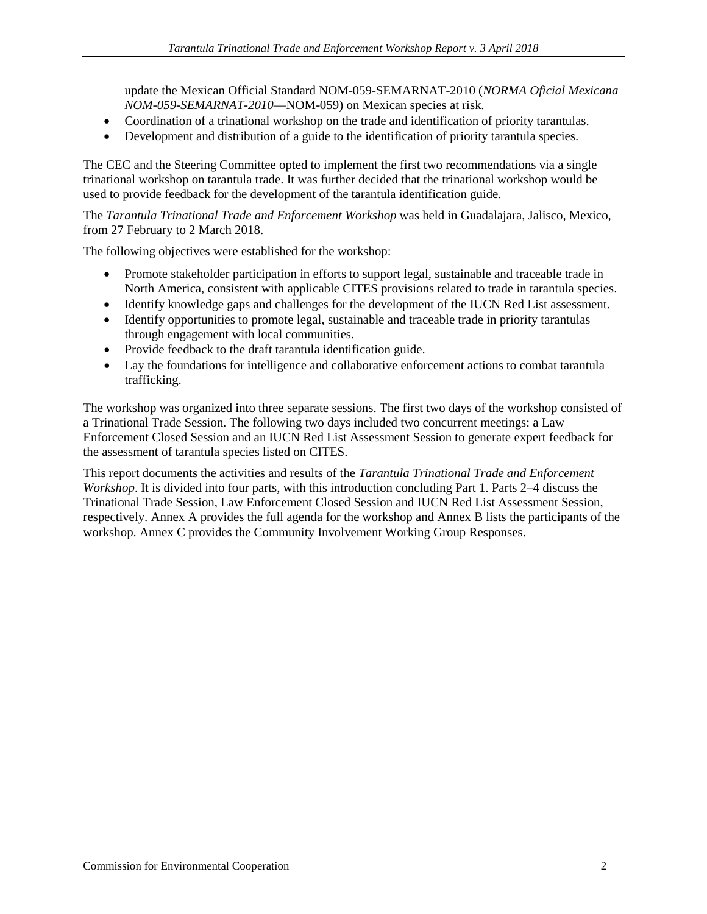update the Mexican Official Standard NOM-059-SEMARNAT-2010 (*NORMA Oficial Mexicana NOM-059-SEMARNAT-2010*—NOM-059) on Mexican species at risk.

- Coordination of a trinational workshop on the trade and identification of priority tarantulas.
- Development and distribution of a guide to the identification of priority tarantula species.

The CEC and the Steering Committee opted to implement the first two recommendations via a single trinational workshop on tarantula trade. It was further decided that the trinational workshop would be used to provide feedback for the development of the tarantula identification guide.

The *Tarantula Trinational Trade and Enforcement Workshop* was held in Guadalajara, Jalisco, Mexico, from 27 February to 2 March 2018.

The following objectives were established for the workshop:

- Promote stakeholder participation in efforts to support legal, sustainable and traceable trade in North America, consistent with applicable CITES provisions related to trade in tarantula species.
- Identify knowledge gaps and challenges for the development of the IUCN Red List assessment.
- Identify opportunities to promote legal, sustainable and traceable trade in priority tarantulas through engagement with local communities.
- Provide feedback to the draft tarantula identification guide.
- Lay the foundations for intelligence and collaborative enforcement actions to combat tarantula trafficking.

The workshop was organized into three separate sessions. The first two days of the workshop consisted of a Trinational Trade Session. The following two days included two concurrent meetings: a Law Enforcement Closed Session and an IUCN Red List Assessment Session to generate expert feedback for the assessment of tarantula species listed on CITES.

This report documents the activities and results of the *Tarantula Trinational Trade and Enforcement Workshop*. It is divided into four parts, with this introduction concluding Part 1. Parts 2–4 discuss the Trinational Trade Session, Law Enforcement Closed Session and IUCN Red List Assessment Session, respectively. Annex A provides the full agenda for the workshop and Annex B lists the participants of the workshop. Annex C provides the Community Involvement Working Group Responses.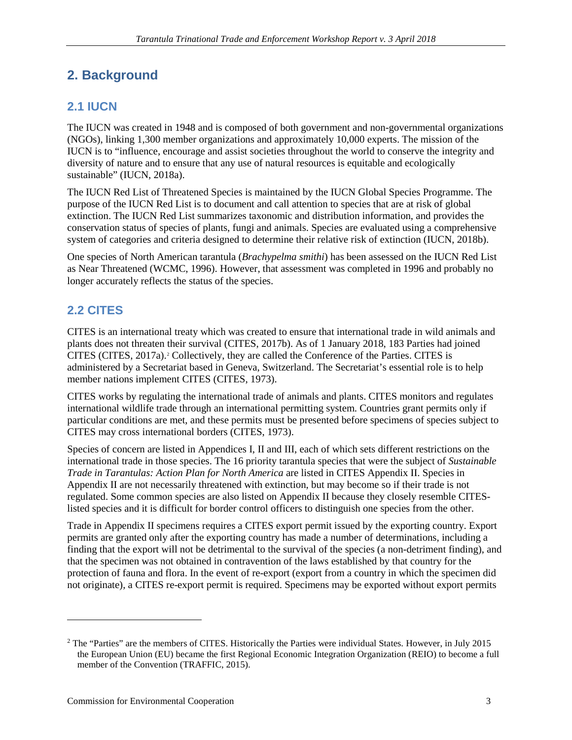# 2. Background

## 2.1 IUCN

The IUCN was created in 1948 and is composed of both government and non-governmental organizations (NGOs), linking 1,300 member organizations and approximately 10,000 experts. The mission of the IUCN is to "influence, encourage and assist societies throughout the world to conserve the integrity and diversity of nature and to ensure that any use of natural resources is equitable and ecologically sustainable" (IUCN, 2018a).

The IUCN Red List of Threatened Species is maintained by the IUCN Global Species Programme. The purpose of the IUCN Red List is to document and call attention to species that are at risk of global extinction. The IUCN Red List summarizes taxonomic and distribution information, and provides the conservation status of species of plants, fungi and animals. Species are evaluated using a comprehensive system of categories and criteria designed to determine their relative risk of extinction (IUCN, 2018b).

One species of North American tarantula (*Brachypelma smithi*) has been assessed on the IUCN Red List as Near Threatened (WCMC, 1996). However, that assessment was completed in 1996 and probably no longer accurately reflects the status of the species.

## 2.2 CITES

CITES is an international treaty which was created to ensure that international trade in wild animals and plants does not threaten their survival (CITES, 2017b). As of 1 January 2018, 183 Parties had joined CITES (CITES, 2017a).[2] Collectively, they are called the Conference of the Parties. CITES is administered by a Secretariat based in Geneva, Switzerland. The Secretariat's essential role is to help member nations implement CITES (CITES, 1973).

CITES works by regulating the international trade of animals and plants. CITES monitors and regulates international wildlife trade through an international permitting system. Countries grant permits only if particular conditions are met, and these permits must be presented before specimens of species subject to CITES may cross international borders (CITES, 1973).

Species of concern are listed in Appendices I, II and III, each of which sets different restrictions on the international trade in those species. The 16 priority tarantula species that were the subject of *Sustainable Trade in Tarantulas: Action Plan for North America* are listed in CITES Appendix II. Species in Appendix II are not necessarily threatened with extinction, but may become so if their trade is not regulated. Some common species are also listed on Appendix II because they closely resemble CITES-listed species and it is difficult for border control officers to distinguish one species from the other.

Trade in Appendix II specimens requires a CITES export permit issued by the exporting country. Export permits are granted only after the exporting country has made a number of determinations, including a finding that the export will not be detrimental to the survival of the species (a non-detriment finding), and that the specimen was not obtained in contravention of the laws established by that country for the protection of fauna and flora. In the event of re-export (export from a country in which the specimen did not originate), a CITES re-export permit is required. Specimens may be exported without export permits

---

[2] The "Parties" are the members of CITES. Historically the Parties were individual States. However, in July 2015 the European Union (EU) became the first Regional Economic Integration Organization (REIO) to become a full member of the Convention (TRAFFIC, 2015).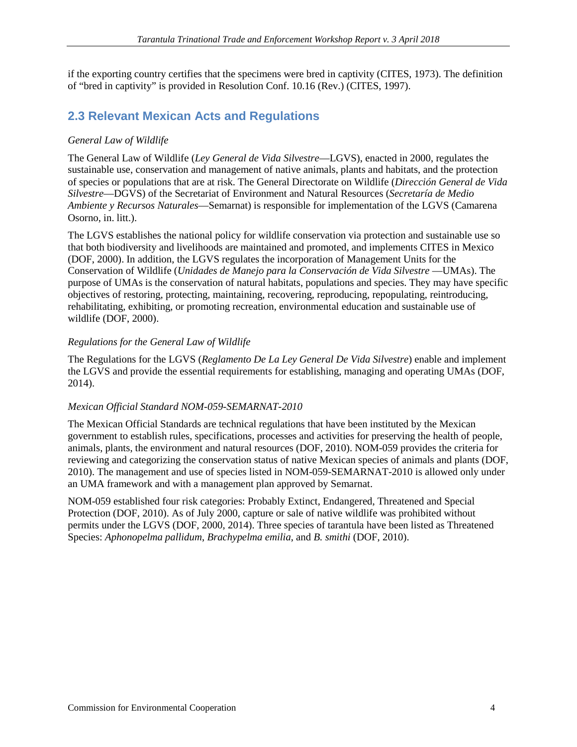if the exporting country certifies that the specimens were bred in captivity (CITES, 1973). The definition of "bred in captivity" is provided in Resolution Conf. 10.16 (Rev.) (CITES, 1997).

## 2.3 Relevant Mexican Acts and Regulations

*General Law of Wildlife*

The General Law of Wildlife (*Ley General de Vida Silvestre*—LGVS), enacted in 2000, regulates the sustainable use, conservation and management of native animals, plants and habitats, and the protection of species or populations that are at risk. The General Directorate on Wildlife (*Dirección General de Vida Silvestre*—DGVS) of the Secretariat of Environment and Natural Resources (*Secretaría de Medio Ambiente y Recursos Naturales*—Semarnat) is responsible for implementation of the LGVS (Camarena Osorno, in. litt.).

The LGVS establishes the national policy for wildlife conservation via protection and sustainable use so that both biodiversity and livelihoods are maintained and promoted, and implements CITES in Mexico (DOF, 2000). In addition, the LGVS regulates the incorporation of Management Units for the Conservation of Wildlife (*Unidades de Manejo para la Conservación de Vida Silvestre* —UMAs). The purpose of UMAs is the conservation of natural habitats, populations and species. They may have specific objectives of restoring, protecting, maintaining, recovering, reproducing, repopulating, reintroducing, rehabilitating, exhibiting, or promoting recreation, environmental education and sustainable use of wildlife (DOF, 2000).

*Regulations for the General Law of Wildlife*

The Regulations for the LGVS (*Reglamento De La Ley General De Vida Silvestre*) enable and implement the LGVS and provide the essential requirements for establishing, managing and operating UMAs (DOF, 2014).

*Mexican Official Standard NOM-059-SEMARNAT-2010*

The Mexican Official Standards are technical regulations that have been instituted by the Mexican government to establish rules, specifications, processes and activities for preserving the health of people, animals, plants, the environment and natural resources (DOF, 2010). NOM-059 provides the criteria for reviewing and categorizing the conservation status of native Mexican species of animals and plants (DOF, 2010). The management and use of species listed in NOM-059-SEMARNAT-2010 is allowed only under an UMA framework and with a management plan approved by Semarnat.

NOM-059 established four risk categories: Probably Extinct, Endangered, Threatened and Special Protection (DOF, 2010). As of July 2000, capture or sale of native wildlife was prohibited without permits under the LGVS (DOF, 2000, 2014). Three species of tarantula have been listed as Threatened Species: *Aphonopelma pallidum*, *Brachypelma emilia*, and *B. smithi* (DOF, 2010).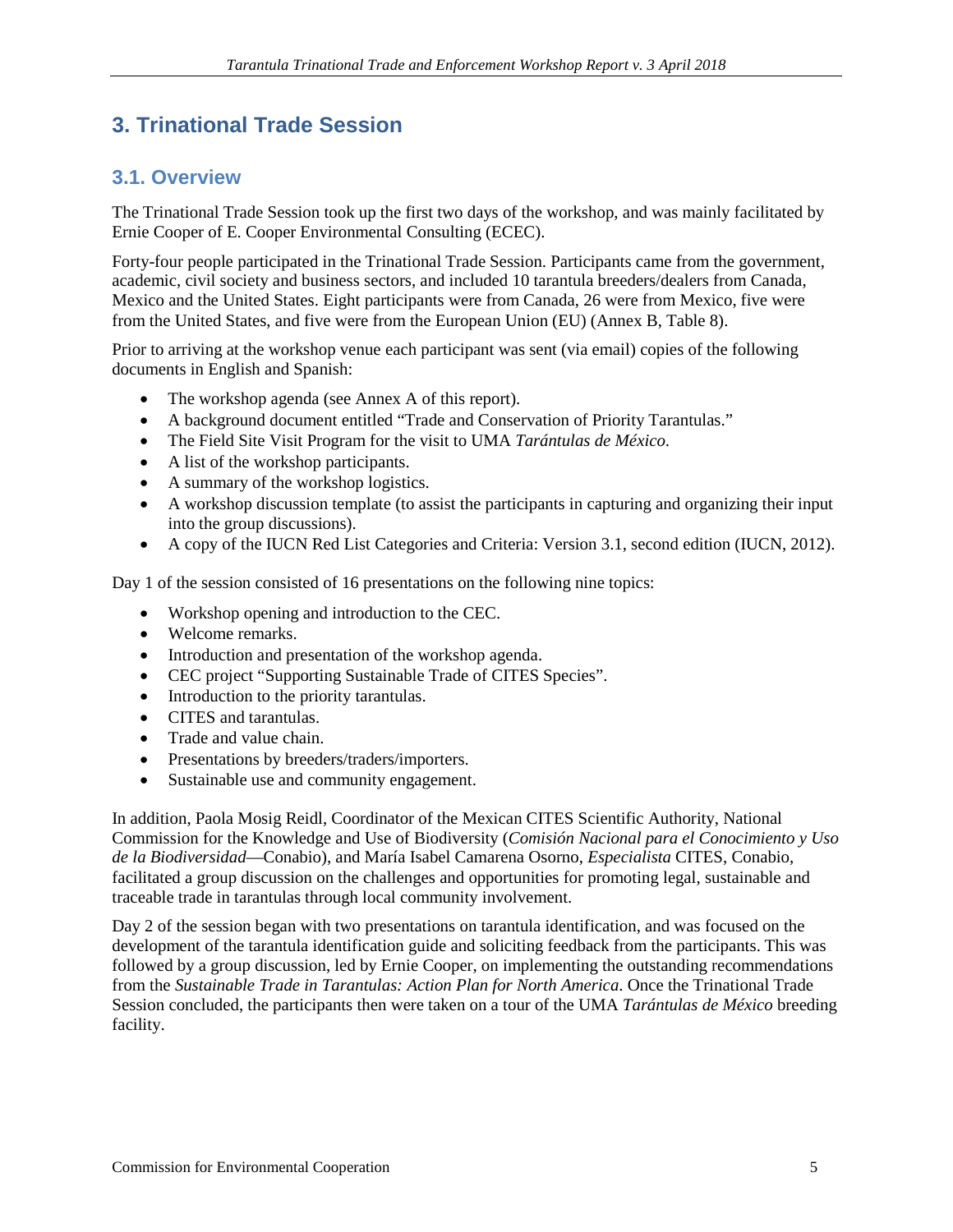# 3. Trinational Trade Session

## 3.1. Overview

The Trinational Trade Session took up the first two days of the workshop, and was mainly facilitated by Ernie Cooper of E. Cooper Environmental Consulting (ECEC).

Forty-four people participated in the Trinational Trade Session. Participants came from the government, academic, civil society and business sectors, and included 10 tarantula breeders/dealers from Canada, Mexico and the United States. Eight participants were from Canada, 26 were from Mexico, five were from the United States, and five were from the European Union (EU) (Annex B, Table 8).

Prior to arriving at the workshop venue each participant was sent (via email) copies of the following documents in English and Spanish:

- The workshop agenda (see Annex A of this report).
- A background document entitled "Trade and Conservation of Priority Tarantulas."
- The Field Site Visit Program for the visit to UMA *Tarántulas de México*.
- A list of the workshop participants.
- A summary of the workshop logistics.
- A workshop discussion template (to assist the participants in capturing and organizing their input into the group discussions).
- A copy of the IUCN Red List Categories and Criteria: Version 3.1, second edition (IUCN, 2012).

Day 1 of the session consisted of 16 presentations on the following nine topics:

- Workshop opening and introduction to the CEC.
- Welcome remarks.
- Introduction and presentation of the workshop agenda.
- CEC project "Supporting Sustainable Trade of CITES Species".
- Introduction to the priority tarantulas.
- CITES and tarantulas.
- Trade and value chain.
- Presentations by breeders/traders/importers.
- Sustainable use and community engagement.

In addition, Paola Mosig Reidl, Coordinator of the Mexican CITES Scientific Authority, National Commission for the Knowledge and Use of Biodiversity (*Comisión Nacional para el Conocimiento y Uso de la Biodiversidad*—Conabio), and María Isabel Camarena Osorno, *Especialista* CITES, Conabio, facilitated a group discussion on the challenges and opportunities for promoting legal, sustainable and traceable trade in tarantulas through local community involvement.

Day 2 of the session began with two presentations on tarantula identification, and was focused on the development of the tarantula identification guide and soliciting feedback from the participants. This was followed by a group discussion, led by Ernie Cooper, on implementing the outstanding recommendations from the *Sustainable Trade in Tarantulas: Action Plan for North America*. Once the Trinational Trade Session concluded, the participants then were taken on a tour of the UMA *Tarántulas de México* breeding facility.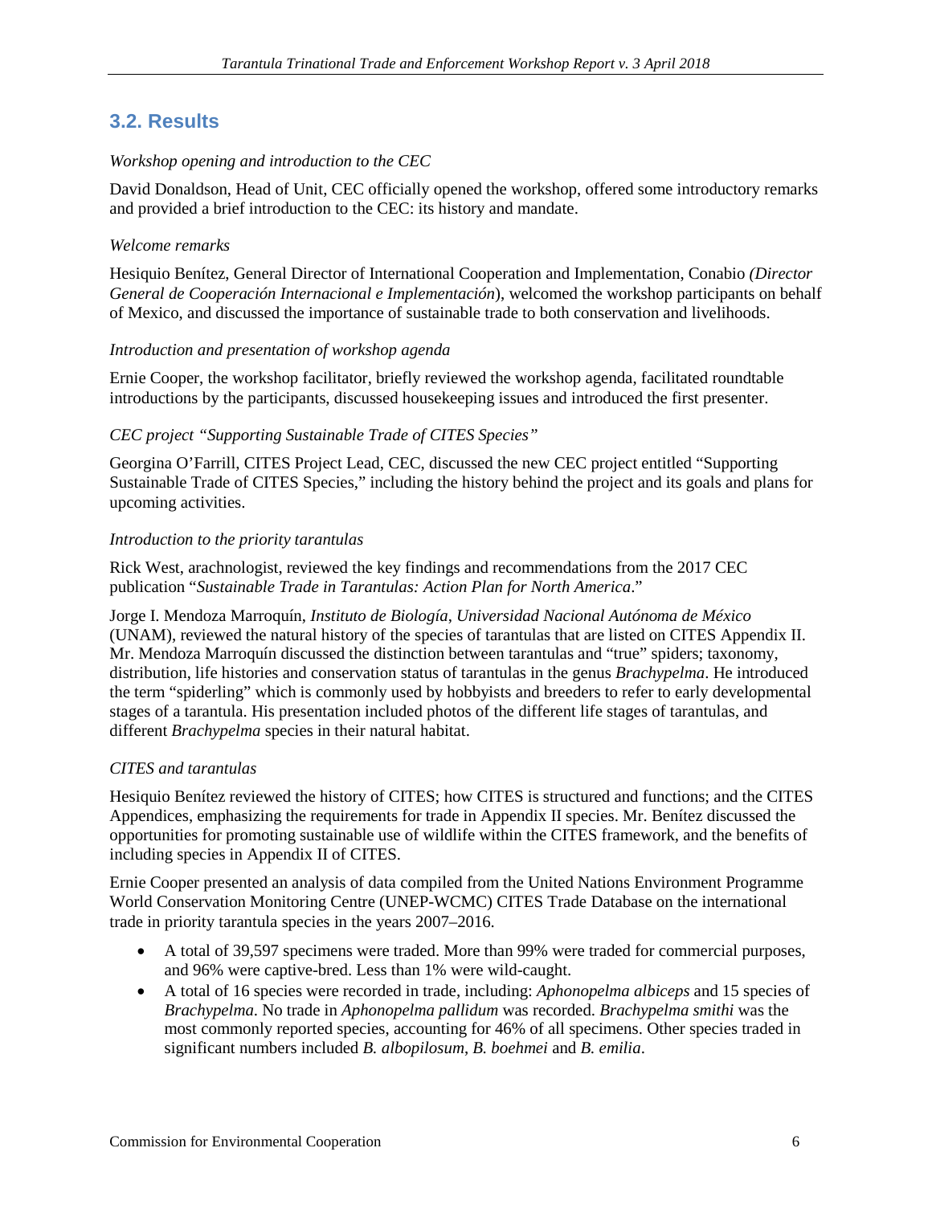## 3.2. Results

*Workshop opening and introduction to the CEC*

David Donaldson, Head of Unit, CEC officially opened the workshop, offered some introductory remarks and provided a brief introduction to the CEC: its history and mandate.

*Welcome remarks*

Hesiquio Benítez, General Director of International Cooperation and Implementation, Conabio *(Director General de Cooperación Internacional e Implementación*), welcomed the workshop participants on behalf of Mexico, and discussed the importance of sustainable trade to both conservation and livelihoods.

*Introduction and presentation of workshop agenda*

Ernie Cooper, the workshop facilitator, briefly reviewed the workshop agenda, facilitated roundtable introductions by the participants, discussed housekeeping issues and introduced the first presenter.

*CEC project "Supporting Sustainable Trade of CITES Species"*

Georgina O'Farrill, CITES Project Lead, CEC, discussed the new CEC project entitled "Supporting Sustainable Trade of CITES Species," including the history behind the project and its goals and plans for upcoming activities.

*Introduction to the priority tarantulas*

Rick West, arachnologist, reviewed the key findings and recommendations from the 2017 CEC publication "*Sustainable Trade in Tarantulas: Action Plan for North America*."

Jorge I. Mendoza Marroquín, *Instituto de Biología, Universidad Nacional Autónoma de México* (UNAM), reviewed the natural history of the species of tarantulas that are listed on CITES Appendix II. Mr. Mendoza Marroquín discussed the distinction between tarantulas and "true" spiders; taxonomy, distribution, life histories and conservation status of tarantulas in the genus *Brachypelma*. He introduced the term "spiderling" which is commonly used by hobbyists and breeders to refer to early developmental stages of a tarantula. His presentation included photos of the different life stages of tarantulas, and different *Brachypelma* species in their natural habitat.

*CITES and tarantulas*

Hesiquio Benítez reviewed the history of CITES; how CITES is structured and functions; and the CITES Appendices, emphasizing the requirements for trade in Appendix II species. Mr. Benítez discussed the opportunities for promoting sustainable use of wildlife within the CITES framework, and the benefits of including species in Appendix II of CITES.

Ernie Cooper presented an analysis of data compiled from the United Nations Environment Programme World Conservation Monitoring Centre (UNEP-WCMC) CITES Trade Database on the international trade in priority tarantula species in the years 2007–2016.

- A total of 39,597 specimens were traded. More than 99% were traded for commercial purposes, and 96% were captive-bred. Less than 1% were wild-caught.
- A total of 16 species were recorded in trade, including: *Aphonopelma albiceps* and 15 species of *Brachypelma*. No trade in *Aphonopelma pallidum* was recorded. *Brachypelma smithi* was the most commonly reported species, accounting for 46% of all specimens. Other species traded in significant numbers included *B. albopilosum*, *B. boehmei* and *B. emilia*.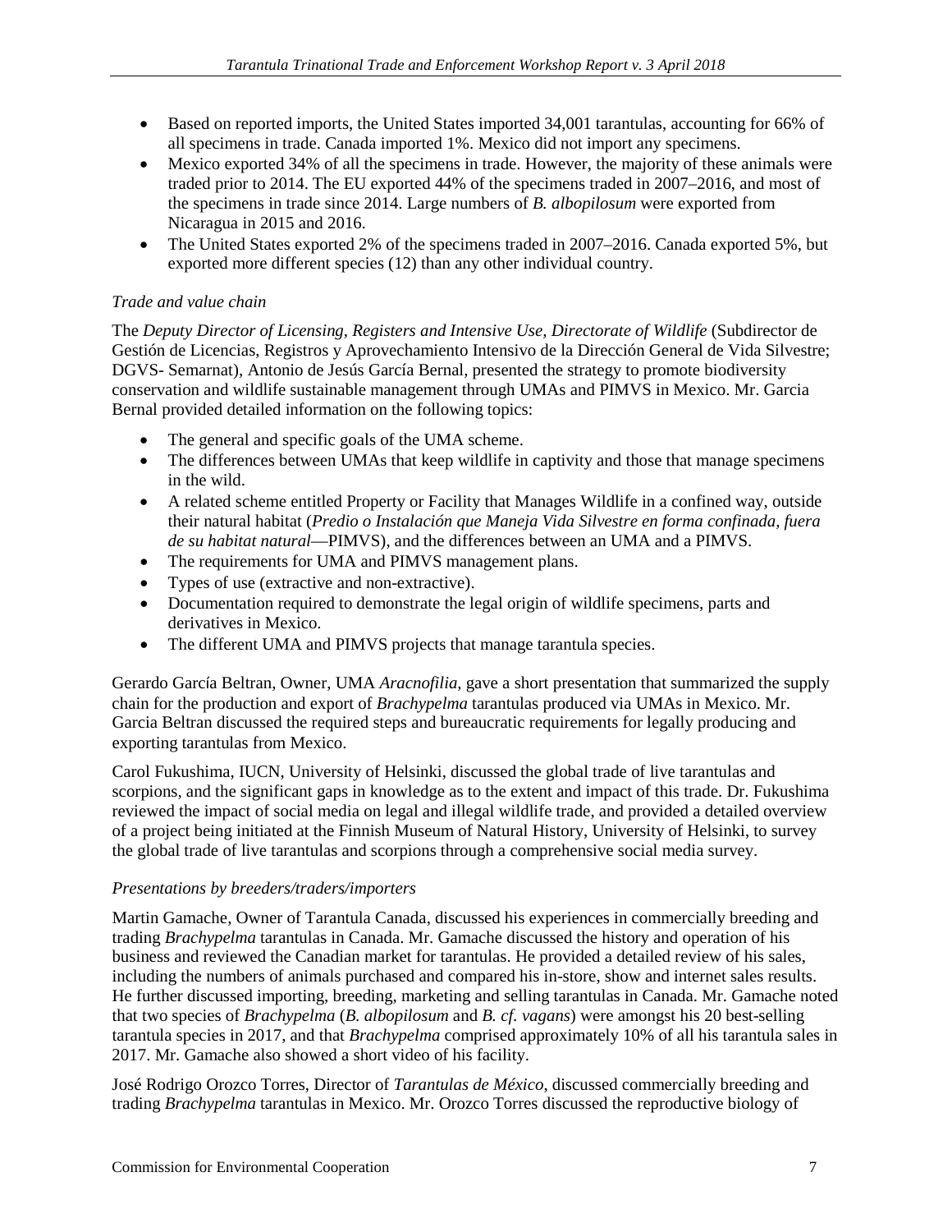- Based on reported imports, the United States imported 34,001 tarantulas, accounting for 66% of all specimens in trade. Canada imported 1%. Mexico did not import any specimens.
- Mexico exported 34% of all the specimens in trade. However, the majority of these animals were traded prior to 2014. The EU exported 44% of the specimens traded in 2007–2016, and most of the specimens in trade since 2014. Large numbers of *B. albopilosum* were exported from Nicaragua in 2015 and 2016.
- The United States exported 2% of the specimens traded in 2007–2016. Canada exported 5%, but exported more different species (12) than any other individual country.

*Trade and value chain*

The *Deputy Director of Licensing, Registers and Intensive Use, Directorate of Wildlife* (Subdirector de Gestión de Licencias, Registros y Aprovechamiento Intensivo de la Dirección General de Vida Silvestre; DGVS- Semarnat), Antonio de Jesús García Bernal, presented the strategy to promote biodiversity conservation and wildlife sustainable management through UMAs and PIMVS in Mexico. Mr. Garcia Bernal provided detailed information on the following topics:

- The general and specific goals of the UMA scheme.
- The differences between UMAs that keep wildlife in captivity and those that manage specimens in the wild.
- A related scheme entitled Property or Facility that Manages Wildlife in a confined way, outside their natural habitat (*Predio o Instalación que Maneja Vida Silvestre en forma confinada, fuera de su habitat natural*—PIMVS), and the differences between an UMA and a PIMVS.
- The requirements for UMA and PIMVS management plans.
- Types of use (extractive and non-extractive).
- Documentation required to demonstrate the legal origin of wildlife specimens, parts and derivatives in Mexico.
- The different UMA and PIMVS projects that manage tarantula species.

Gerardo García Beltran, Owner, UMA *Aracnofilia*, gave a short presentation that summarized the supply chain for the production and export of *Brachypelma* tarantulas produced via UMAs in Mexico. Mr. Garcia Beltran discussed the required steps and bureaucratic requirements for legally producing and exporting tarantulas from Mexico.

Carol Fukushima, IUCN, University of Helsinki, discussed the global trade of live tarantulas and scorpions, and the significant gaps in knowledge as to the extent and impact of this trade. Dr. Fukushima reviewed the impact of social media on legal and illegal wildlife trade, and provided a detailed overview of a project being initiated at the Finnish Museum of Natural History, University of Helsinki, to survey the global trade of live tarantulas and scorpions through a comprehensive social media survey.

*Presentations by breeders/traders/importers*

Martin Gamache, Owner of Tarantula Canada, discussed his experiences in commercially breeding and trading *Brachypelma* tarantulas in Canada. Mr. Gamache discussed the history and operation of his business and reviewed the Canadian market for tarantulas. He provided a detailed review of his sales, including the numbers of animals purchased and compared his in-store, show and internet sales results. He further discussed importing, breeding, marketing and selling tarantulas in Canada. Mr. Gamache noted that two species of *Brachypelma* (*B. albopilosum* and *B. cf. vagans*) were amongst his 20 best-selling tarantula species in 2017, and that *Brachypelma* comprised approximately 10% of all his tarantula sales in 2017. Mr. Gamache also showed a short video of his facility.

José Rodrigo Orozco Torres, Director of *Tarantulas de México*, discussed commercially breeding and trading *Brachypelma* tarantulas in Mexico. Mr. Orozco Torres discussed the reproductive biology of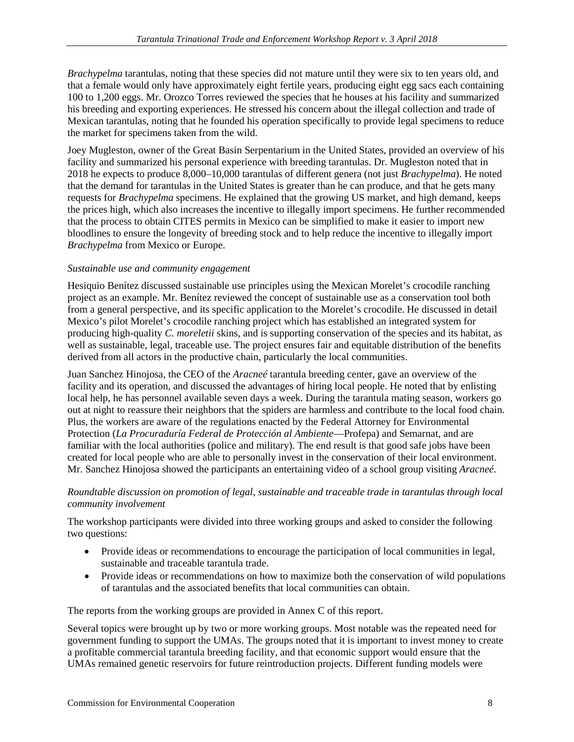*Brachypelma* tarantulas, noting that these species did not mature until they were six to ten years old, and that a female would only have approximately eight fertile years, producing eight egg sacs each containing 100 to 1,200 eggs. Mr. Orozco Torres reviewed the species that he houses at his facility and summarized his breeding and exporting experiences. He stressed his concern about the illegal collection and trade of Mexican tarantulas, noting that he founded his operation specifically to provide legal specimens to reduce the market for specimens taken from the wild.

Joey Mugleston, owner of the Great Basin Serpentarium in the United States, provided an overview of his facility and summarized his personal experience with breeding tarantulas. Dr. Mugleston noted that in 2018 he expects to produce 8,000–10,000 tarantulas of different genera (not just *Brachypelma*). He noted that the demand for tarantulas in the United States is greater than he can produce, and that he gets many requests for *Brachypelma* specimens. He explained that the growing US market, and high demand, keeps the prices high, which also increases the incentive to illegally import specimens. He further recommended that the process to obtain CITES permits in Mexico can be simplified to make it easier to import new bloodlines to ensure the longevity of breeding stock and to help reduce the incentive to illegally import *Brachypelma* from Mexico or Europe.

*Sustainable use and community engagement*

Hesiquio Benítez discussed sustainable use principles using the Mexican Morelet's crocodile ranching project as an example. Mr. Benítez reviewed the concept of sustainable use as a conservation tool both from a general perspective, and its specific application to the Morelet's crocodile. He discussed in detail Mexico's pilot Morelet's crocodile ranching project which has established an integrated system for producing high-quality *C. moreletii* skins, and is supporting conservation of the species and its habitat, as well as sustainable, legal, traceable use. The project ensures fair and equitable distribution of the benefits derived from all actors in the productive chain, particularly the local communities.

Juan Sanchez Hinojosa, the CEO of the *Aracneé* tarantula breeding center, gave an overview of the facility and its operation, and discussed the advantages of hiring local people. He noted that by enlisting local help, he has personnel available seven days a week. During the tarantula mating season, workers go out at night to reassure their neighbors that the spiders are harmless and contribute to the local food chain. Plus, the workers are aware of the regulations enacted by the Federal Attorney for Environmental Protection (*La Procuraduría Federal de Protección al Ambiente*—Profepa) and Semarnat, and are familiar with the local authorities (police and military). The end result is that good safe jobs have been created for local people who are able to personally invest in the conservation of their local environment. Mr. Sanchez Hinojosa showed the participants an entertaining video of a school group visiting *Aracneé*.

*Roundtable discussion on promotion of legal, sustainable and traceable trade in tarantulas through local community involvement*

The workshop participants were divided into three working groups and asked to consider the following two questions:

- Provide ideas or recommendations to encourage the participation of local communities in legal, sustainable and traceable tarantula trade.
- Provide ideas or recommendations on how to maximize both the conservation of wild populations of tarantulas and the associated benefits that local communities can obtain.

The reports from the working groups are provided in Annex C of this report.

Several topics were brought up by two or more working groups. Most notable was the repeated need for government funding to support the UMAs. The groups noted that it is important to invest money to create a profitable commercial tarantula breeding facility, and that economic support would ensure that the UMAs remained genetic reservoirs for future reintroduction projects. Different funding models were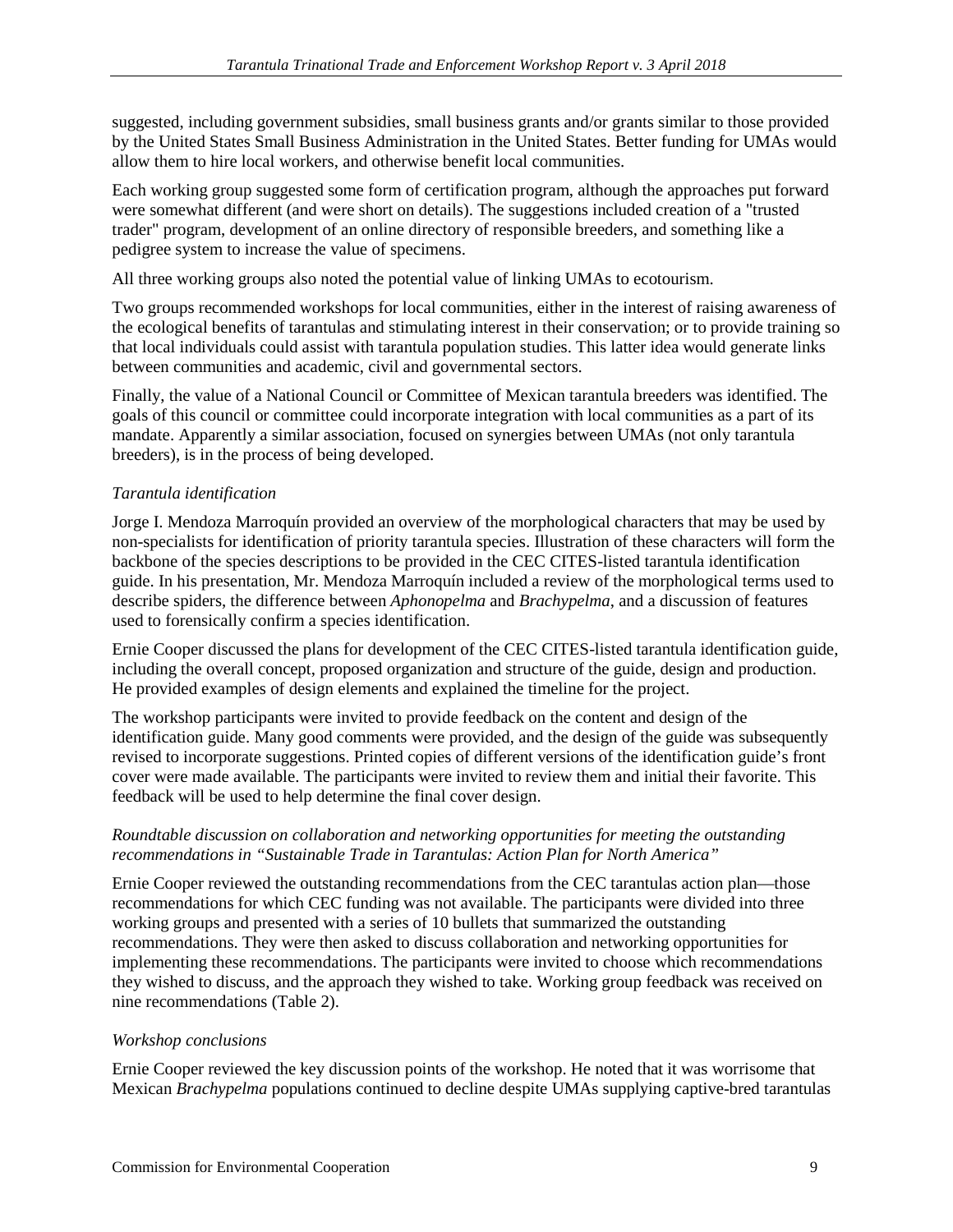suggested, including government subsidies, small business grants and/or grants similar to those provided by the United States Small Business Administration in the United States. Better funding for UMAs would allow them to hire local workers, and otherwise benefit local communities.

Each working group suggested some form of certification program, although the approaches put forward were somewhat different (and were short on details). The suggestions included creation of a "trusted trader" program, development of an online directory of responsible breeders, and something like a pedigree system to increase the value of specimens.

All three working groups also noted the potential value of linking UMAs to ecotourism.

Two groups recommended workshops for local communities, either in the interest of raising awareness of the ecological benefits of tarantulas and stimulating interest in their conservation; or to provide training so that local individuals could assist with tarantula population studies. This latter idea would generate links between communities and academic, civil and governmental sectors.

Finally, the value of a National Council or Committee of Mexican tarantula breeders was identified. The goals of this council or committee could incorporate integration with local communities as a part of its mandate. Apparently a similar association, focused on synergies between UMAs (not only tarantula breeders), is in the process of being developed.

### *Tarantula identification*

Jorge I. Mendoza Marroquín provided an overview of the morphological characters that may be used by non-specialists for identification of priority tarantula species. Illustration of these characters will form the backbone of the species descriptions to be provided in the CEC CITES-listed tarantula identification guide. In his presentation, Mr. Mendoza Marroquín included a review of the morphological terms used to describe spiders, the difference between *Aphonopelma* and *Brachypelma*, and a discussion of features used to forensically confirm a species identification.

Ernie Cooper discussed the plans for development of the CEC CITES-listed tarantula identification guide, including the overall concept, proposed organization and structure of the guide, design and production. He provided examples of design elements and explained the timeline for the project.

The workshop participants were invited to provide feedback on the content and design of the identification guide. Many good comments were provided, and the design of the guide was subsequently revised to incorporate suggestions. Printed copies of different versions of the identification guide's front cover were made available. The participants were invited to review them and initial their favorite. This feedback will be used to help determine the final cover design.

### *Roundtable discussion on collaboration and networking opportunities for meeting the outstanding recommendations in "Sustainable Trade in Tarantulas: Action Plan for North America"*

Ernie Cooper reviewed the outstanding recommendations from the CEC tarantulas action plan—those recommendations for which CEC funding was not available. The participants were divided into three working groups and presented with a series of 10 bullets that summarized the outstanding recommendations. They were then asked to discuss collaboration and networking opportunities for implementing these recommendations. The participants were invited to choose which recommendations they wished to discuss, and the approach they wished to take. Working group feedback was received on nine recommendations (Table 2).

### *Workshop conclusions*

Ernie Cooper reviewed the key discussion points of the workshop. He noted that it was worrisome that Mexican *Brachypelma* populations continued to decline despite UMAs supplying captive-bred tarantulas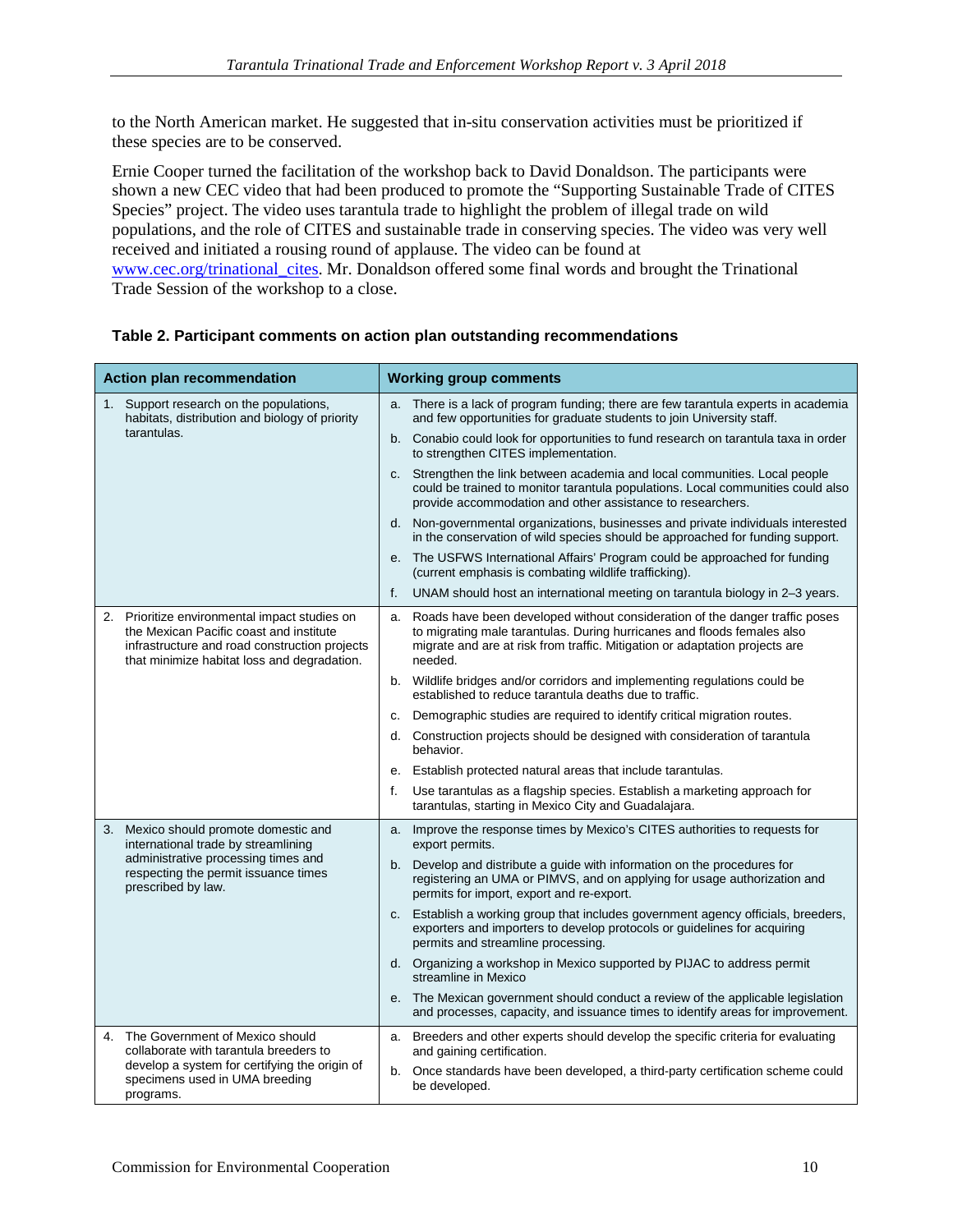to the North American market. He suggested that in-situ conservation activities must be prioritized if these species are to be conserved.

Ernie Cooper turned the facilitation of the workshop back to David Donaldson. The participants were shown a new CEC video that had been produced to promote the "Supporting Sustainable Trade of CITES Species" project. The video uses tarantula trade to highlight the problem of illegal trade on wild populations, and the role of CITES and sustainable trade in conserving species. The video was very well received and initiated a rousing round of applause. The video can be found at www.cec.org/trinational_cites. Mr. Donaldson offered some final words and brought the Trinational Trade Session of the workshop to a close.

**Table 2. Participant comments on action plan outstanding recommendations**

| Action plan recommendation | Working group comments |
|---|---|
| 1. Support research on the populations, habitats, distribution and biology of priority tarantulas. | a. There is a lack of program funding; there are few tarantula experts in academia and few opportunities for graduate students to join University staff. |
| | b. Conabio could look for opportunities to fund research on tarantula taxa in order to strengthen CITES implementation. |
| | c. Strengthen the link between academia and local communities. Local people could be trained to monitor tarantula populations. Local communities could also provide accommodation and other assistance to researchers. |
| | d. Non-governmental organizations, businesses and private individuals interested in the conservation of wild species should be approached for funding support. |
| | e. The USFWS International Affairs' Program could be approached for funding (current emphasis is combating wildlife trafficking). |
| | f. UNAM should host an international meeting on tarantula biology in 2–3 years. |
| 2. Prioritize environmental impact studies on the Mexican Pacific coast and institute infrastructure and road construction projects that minimize habitat loss and degradation. | a. Roads have been developed without consideration of the danger traffic poses to migrating male tarantulas. During hurricanes and floods females also migrate and are at risk from traffic. Mitigation or adaptation projects are needed. |
| | b. Wildlife bridges and/or corridors and implementing regulations could be established to reduce tarantula deaths due to traffic. |
| | c. Demographic studies are required to identify critical migration routes. |
| | d. Construction projects should be designed with consideration of tarantula behavior. |
| | e. Establish protected natural areas that include tarantulas. |
| | f. Use tarantulas as a flagship species. Establish a marketing approach for tarantulas, starting in Mexico City and Guadalajara. |
| 3. Mexico should promote domestic and international trade by streamlining administrative processing times and respecting the permit issuance times prescribed by law. | a. Improve the response times by Mexico's CITES authorities to requests for export permits. |
| | b. Develop and distribute a guide with information on the procedures for registering an UMA or PIMVS, and on applying for usage authorization and permits for import, export and re-export. |
| | c. Establish a working group that includes government agency officials, breeders, exporters and importers to develop protocols or guidelines for acquiring permits and streamline processing. |
| | d. Organizing a workshop in Mexico supported by PIJAC to address permit streamline in Mexico |
| | e. The Mexican government should conduct a review of the applicable legislation and processes, capacity, and issuance times to identify areas for improvement. |
| 4. The Government of Mexico should collaborate with tarantula breeders to develop a system for certifying the origin of specimens used in UMA breeding programs. | a. Breeders and other experts should develop the specific criteria for evaluating and gaining certification. |
| | b. Once standards have been developed, a third-party certification scheme could be developed. |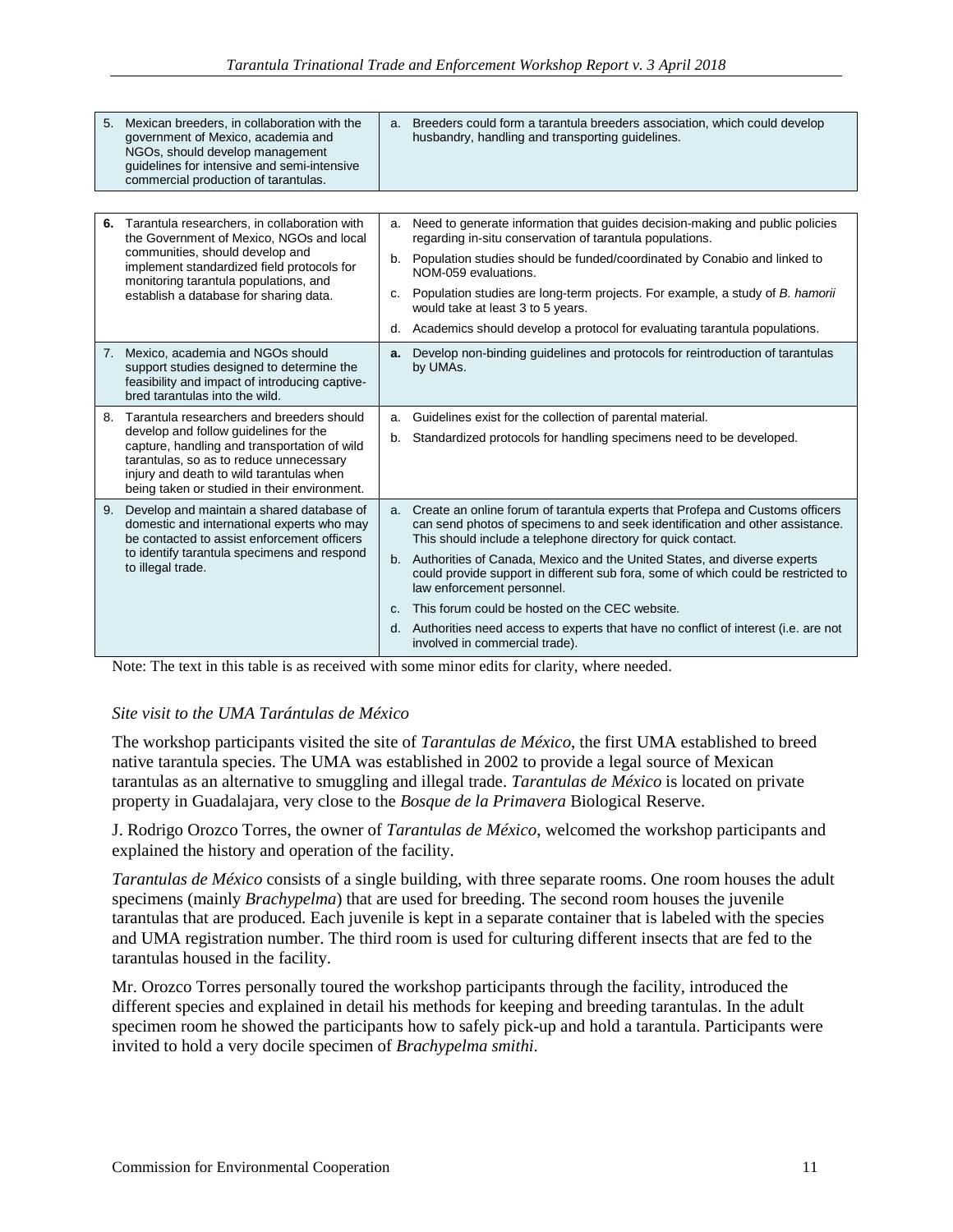| | |
|---|---|
| 5. Mexican breeders, in collaboration with the government of Mexico, academia and NGOs, should develop management guidelines for intensive and semi-intensive commercial production of tarantulas. | a. Breeders could form a tarantula breeders association, which could develop husbandry, handling and transporting guidelines. |

| | |
|---|---|
| **6.** Tarantula researchers, in collaboration with the Government of Mexico, NGOs and local communities, should develop and implement standardized field protocols for monitoring tarantula populations, and establish a database for sharing data. | a. Need to generate information that guides decision-making and public policies regarding in-situ conservation of tarantula populations.<br>b. Population studies should be funded/coordinated by Conabio and linked to NOM-059 evaluations.<br>c. Population studies are long-term projects. For example, a study of *B. hamorii* would take at least 3 to 5 years.<br>d. Academics should develop a protocol for evaluating tarantula populations. |
| 7. Mexico, academia and NGOs should support studies designed to determine the feasibility and impact of introducing captive-bred tarantulas into the wild. | **a.** Develop non-binding guidelines and protocols for reintroduction of tarantulas by UMAs. |
| 8. Tarantula researchers and breeders should develop and follow guidelines for the capture, handling and transportation of wild tarantulas, so as to reduce unnecessary injury and death to wild tarantulas when being taken or studied in their environment. | a. Guidelines exist for the collection of parental material.<br>b. Standardized protocols for handling specimens need to be developed. |
| 9. Develop and maintain a shared database of domestic and international experts who may be contacted to assist enforcement officers to identify tarantula specimens and respond to illegal trade. | a. Create an online forum of tarantula experts that Profepa and Customs officers can send photos of specimens to and seek identification and other assistance. This should include a telephone directory for quick contact.<br>b. Authorities of Canada, Mexico and the United States, and diverse experts could provide support in different sub fora, some of which could be restricted to law enforcement personnel.<br>c. This forum could be hosted on the CEC website.<br>d. Authorities need access to experts that have no conflict of interest (i.e. are not involved in commercial trade). |

Note: The text in this table is as received with some minor edits for clarity, where needed.

*Site visit to the UMA Tarántulas de México*

The workshop participants visited the site of *Tarantulas de México*, the first UMA established to breed native tarantula species. The UMA was established in 2002 to provide a legal source of Mexican tarantulas as an alternative to smuggling and illegal trade. *Tarantulas de México* is located on private property in Guadalajara, very close to the *Bosque de la Primavera* Biological Reserve.

J. Rodrigo Orozco Torres, the owner of *Tarantulas de México*, welcomed the workshop participants and explained the history and operation of the facility.

*Tarantulas de México* consists of a single building, with three separate rooms. One room houses the adult specimens (mainly *Brachypelma*) that are used for breeding. The second room houses the juvenile tarantulas that are produced. Each juvenile is kept in a separate container that is labeled with the species and UMA registration number. The third room is used for culturing different insects that are fed to the tarantulas housed in the facility.

Mr. Orozco Torres personally toured the workshop participants through the facility, introduced the different species and explained in detail his methods for keeping and breeding tarantulas. In the adult specimen room he showed the participants how to safely pick-up and hold a tarantula. Participants were invited to hold a very docile specimen of *Brachypelma smithi*.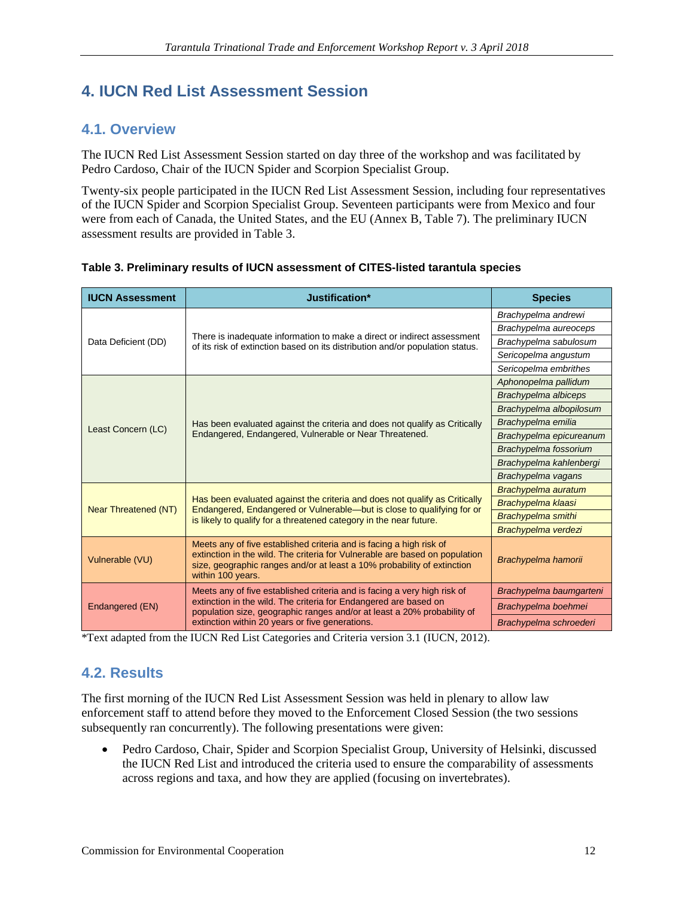# 4. IUCN Red List Assessment Session

## 4.1. Overview

The IUCN Red List Assessment Session started on day three of the workshop and was facilitated by Pedro Cardoso, Chair of the IUCN Spider and Scorpion Specialist Group.

Twenty-six people participated in the IUCN Red List Assessment Session, including four representatives of the IUCN Spider and Scorpion Specialist Group. Seventeen participants were from Mexico and four were from each of Canada, the United States, and the EU (Annex B, Table 7). The preliminary IUCN assessment results are provided in Table 3.

**Table 3. Preliminary results of IUCN assessment of CITES-listed tarantula species**

| IUCN Assessment | Justification* | Species |
|---|---|---|
| Data Deficient (DD) | There is inadequate information to make a direct or indirect assessment of its risk of extinction based on its distribution and/or population status. | *Brachypelma andrewi* |
| | | *Brachypelma aureoceps* |
| | | *Brachypelma sabulosum* |
| | | *Sericopelma angustum* |
| | | *Sericopelma embrithes* |
| Least Concern (LC) | Has been evaluated against the criteria and does not qualify as Critically Endangered, Endangered, Vulnerable or Near Threatened. | *Aphonopelma pallidum* |
| | | *Brachypelma albiceps* |
| | | *Brachypelma albopilosum* |
| | | *Brachypelma emilia* |
| | | *Brachypelma epicureanum* |
| | | *Brachypelma fossorium* |
| | | *Brachypelma kahlenbergi* |
| | | *Brachypelma vagans* |
| Near Threatened (NT) | Has been evaluated against the criteria and does not qualify as Critically Endangered, Endangered or Vulnerable—but is close to qualifying for or is likely to qualify for a threatened category in the near future. | *Brachypelma auratum* |
| | | *Brachypelma klaasi* |
| | | *Brachypelma smithi* |
| | | *Brachypelma verdezi* |
| Vulnerable (VU) | Meets any of five established criteria and is facing a high risk of extinction in the wild. The criteria for Vulnerable are based on population size, geographic ranges and/or at least a 10% probability of extinction within 100 years. | *Brachypelma hamorii* |
| Endangered (EN) | Meets any of five established criteria and is facing a very high risk of extinction in the wild. The criteria for Endangered are based on population size, geographic ranges and/or at least a 20% probability of extinction within 20 years or five generations. | *Brachypelma baumgarteni* |
| | | *Brachypelma boehmei* |
| | | *Brachypelma schroederi* |

*Text adapted from the IUCN Red List Categories and Criteria version 3.1 (IUCN, 2012).

## 4.2. Results

The first morning of the IUCN Red List Assessment Session was held in plenary to allow law enforcement staff to attend before they moved to the Enforcement Closed Session (the two sessions subsequently ran concurrently). The following presentations were given:

- Pedro Cardoso, Chair, Spider and Scorpion Specialist Group, University of Helsinki, discussed the IUCN Red List and introduced the criteria used to ensure the comparability of assessments across regions and taxa, and how they are applied (focusing on invertebrates).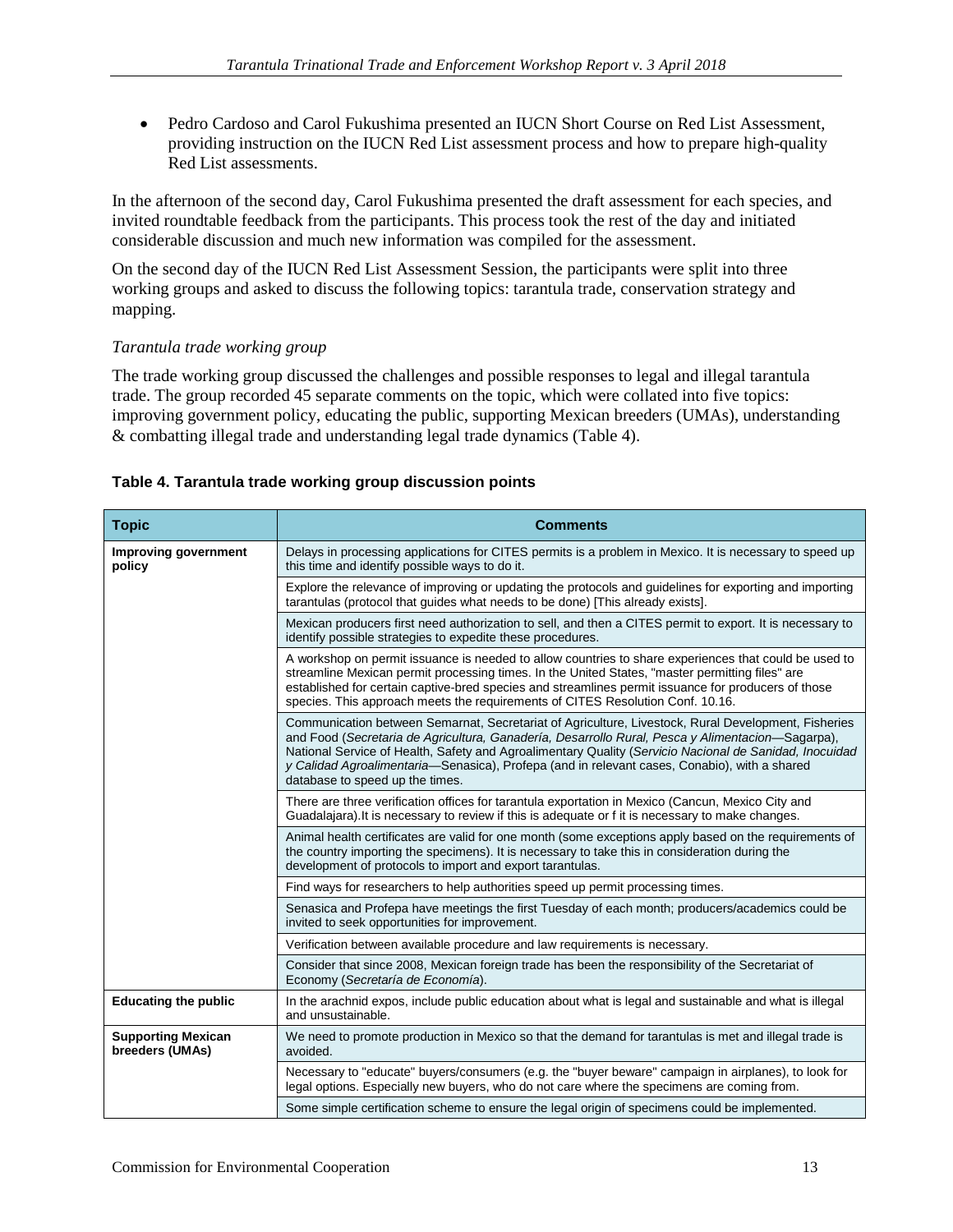- Pedro Cardoso and Carol Fukushima presented an IUCN Short Course on Red List Assessment, providing instruction on the IUCN Red List assessment process and how to prepare high-quality Red List assessments.

In the afternoon of the second day, Carol Fukushima presented the draft assessment for each species, and invited roundtable feedback from the participants. This process took the rest of the day and initiated considerable discussion and much new information was compiled for the assessment.

On the second day of the IUCN Red List Assessment Session, the participants were split into three working groups and asked to discuss the following topics: tarantula trade, conservation strategy and mapping.

*Tarantula trade working group*

The trade working group discussed the challenges and possible responses to legal and illegal tarantula trade. The group recorded 45 separate comments on the topic, which were collated into five topics: improving government policy, educating the public, supporting Mexican breeders (UMAs), understanding & combatting illegal trade and understanding legal trade dynamics (Table 4).

**Table 4. Tarantula trade working group discussion points**

| Topic | Comments |
|---|---|
| **Improving government policy** | Delays in processing applications for CITES permits is a problem in Mexico. It is necessary to speed up this time and identify possible ways to do it. |
| | Explore the relevance of improving or updating the protocols and guidelines for exporting and importing tarantulas (protocol that guides what needs to be done) [This already exists]. |
| | Mexican producers first need authorization to sell, and then a CITES permit to export. It is necessary to identify possible strategies to expedite these procedures. |
| | A workshop on permit issuance is needed to allow countries to share experiences that could be used to streamline Mexican permit processing times. In the United States, "master permitting files" are established for certain captive-bred species and streamlines permit issuance for producers of those species. This approach meets the requirements of CITES Resolution Conf. 10.16. |
| | Communication between Semarnat, Secretariat of Agriculture, Livestock, Rural Development, Fisheries and Food (*Secretaria de Agricultura, Ganadería, Desarrollo Rural, Pesca y Alimentacion*—Sagarpa), National Service of Health, Safety and Agroalimentary Quality (*Servicio Nacional de Sanidad, Inocuidad y Calidad Agroalimentaria*—Senasica), Profepa (and in relevant cases, Conabio), with a shared database to speed up the times. |
| | There are three verification offices for tarantula exportation in Mexico (Cancun, Mexico City and Guadalajara).It is necessary to review if this is adequate or f it is necessary to make changes. |
| | Animal health certificates are valid for one month (some exceptions apply based on the requirements of the country importing the specimens). It is necessary to take this in consideration during the development of protocols to import and export tarantulas. |
| | Find ways for researchers to help authorities speed up permit processing times. |
| | Senasica and Profepa have meetings the first Tuesday of each month; producers/academics could be invited to seek opportunities for improvement. |
| | Verification between available procedure and law requirements is necessary. |
| | Consider that since 2008, Mexican foreign trade has been the responsibility of the Secretariat of Economy (*Secretaría de Economía*). |
| **Educating the public** | In the arachnid expos, include public education about what is legal and sustainable and what is illegal and unsustainable. |
| **Supporting Mexican breeders (UMAs)** | We need to promote production in Mexico so that the demand for tarantulas is met and illegal trade is avoided. |
| | Necessary to "educate" buyers/consumers (e.g. the "buyer beware" campaign in airplanes), to look for legal options. Especially new buyers, who do not care where the specimens are coming from. |
| | Some simple certification scheme to ensure the legal origin of specimens could be implemented. |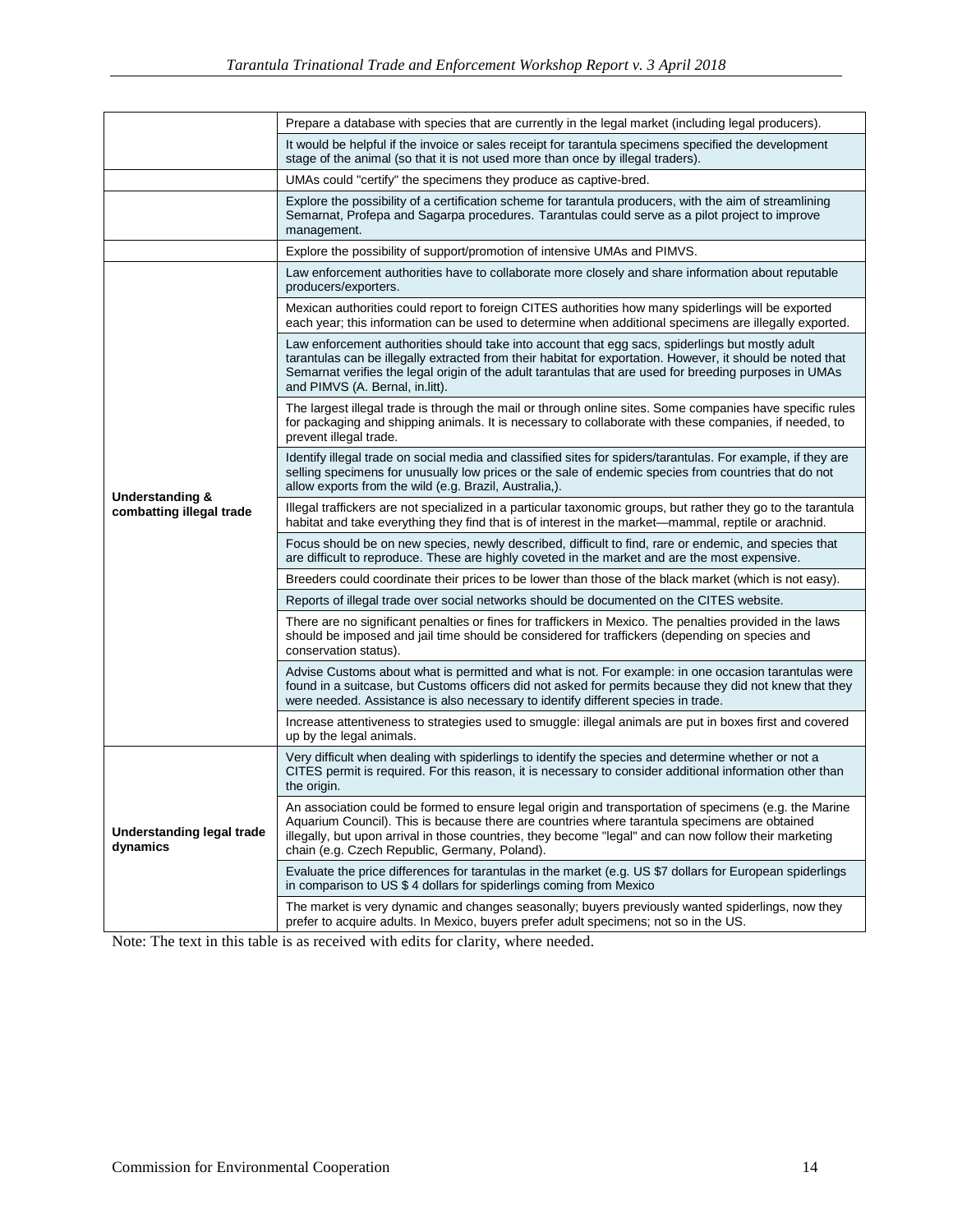| | |
|---|---|
| | Prepare a database with species that are currently in the legal market (including legal producers). |
| | It would be helpful if the invoice or sales receipt for tarantula specimens specified the development stage of the animal (so that it is not used more than once by illegal traders). |
| | UMAs could "certify" the specimens they produce as captive-bred. |
| | Explore the possibility of a certification scheme for tarantula producers, with the aim of streamlining Semarnat, Profepa and Sagarpa procedures. Tarantulas could serve as a pilot project to improve management. |
| | Explore the possibility of support/promotion of intensive UMAs and PIMVS. |
| **Understanding & combatting illegal trade** | Law enforcement authorities have to collaborate more closely and share information about reputable producers/exporters. |
| | Mexican authorities could report to foreign CITES authorities how many spiderlings will be exported each year; this information can be used to determine when additional specimens are illegally exported. |
| | Law enforcement authorities should take into account that egg sacs, spiderlings but mostly adult tarantulas can be illegally extracted from their habitat for exportation. However, it should be noted that Semarnat verifies the legal origin of the adult tarantulas that are used for breeding purposes in UMAs and PIMVS (A. Bernal, in.litt). |
| | The largest illegal trade is through the mail or through online sites. Some companies have specific rules for packaging and shipping animals. It is necessary to collaborate with these companies, if needed, to prevent illegal trade. |
| | Identify illegal trade on social media and classified sites for spiders/tarantulas. For example, if they are selling specimens for unusually low prices or the sale of endemic species from countries that do not allow exports from the wild (e.g. Brazil, Australia,). |
| | Illegal traffickers are not specialized in a particular taxonomic groups, but rather they go to the tarantula habitat and take everything they find that is of interest in the market—mammal, reptile or arachnid. |
| | Focus should be on new species, newly described, difficult to find, rare or endemic, and species that are difficult to reproduce. These are highly coveted in the market and are the most expensive. |
| | Breeders could coordinate their prices to be lower than those of the black market (which is not easy). |
| | Reports of illegal trade over social networks should be documented on the CITES website. |
| | There are no significant penalties or fines for traffickers in Mexico. The penalties provided in the laws should be imposed and jail time should be considered for traffickers (depending on species and conservation status). |
| | Advise Customs about what is permitted and what is not. For example: in one occasion tarantulas were found in a suitcase, but Customs officers did not asked for permits because they did not knew that they were needed. Assistance is also necessary to identify different species in trade. |
| | Increase attentiveness to strategies used to smuggle: illegal animals are put in boxes first and covered up by the legal animals. |
| **Understanding legal trade dynamics** | Very difficult when dealing with spiderlings to identify the species and determine whether or not a CITES permit is required. For this reason, it is necessary to consider additional information other than the origin. |
| | An association could be formed to ensure legal origin and transportation of specimens (e.g. the Marine Aquarium Council). This is because there are countries where tarantula specimens are obtained illegally, but upon arrival in those countries, they become "legal" and can now follow their marketing chain (e.g. Czech Republic, Germany, Poland). |
| | Evaluate the price differences for tarantulas in the market (e.g. US $7 dollars for European spiderlings in comparison to US $ 4 dollars for spiderlings coming from Mexico |
| | The market is very dynamic and changes seasonally; buyers previously wanted spiderlings, now they prefer to acquire adults. In Mexico, buyers prefer adult specimens; not so in the US. |

Note: The text in this table is as received with edits for clarity, where needed.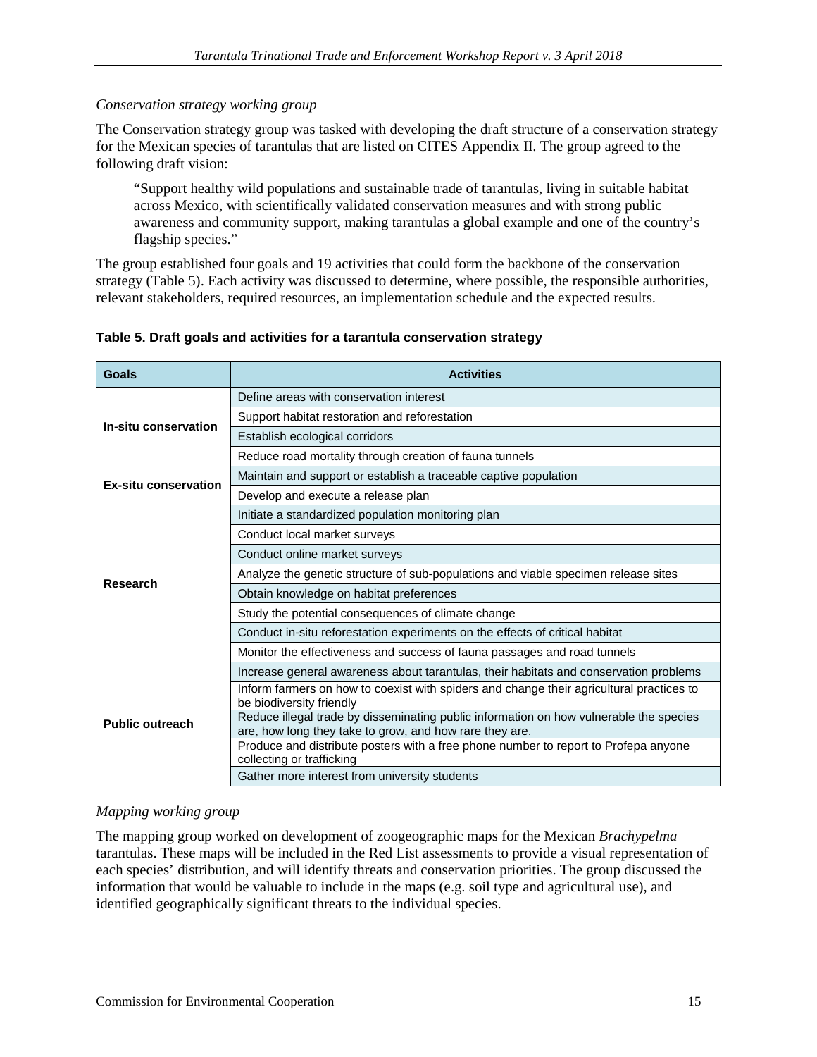*Conservation strategy working group*

The Conservation strategy group was tasked with developing the draft structure of a conservation strategy for the Mexican species of tarantulas that are listed on CITES Appendix II. The group agreed to the following draft vision:

> "Support healthy wild populations and sustainable trade of tarantulas, living in suitable habitat across Mexico, with scientifically validated conservation measures and with strong public awareness and community support, making tarantulas a global example and one of the country's flagship species."

The group established four goals and 19 activities that could form the backbone of the conservation strategy (Table 5). Each activity was discussed to determine, where possible, the responsible authorities, relevant stakeholders, required resources, an implementation schedule and the expected results.

**Table 5. Draft goals and activities for a tarantula conservation strategy**

| Goals | Activities |
| --- | --- |
| **In-situ conservation** | Define areas with conservation interest |
| | Support habitat restoration and reforestation |
| | Establish ecological corridors |
| | Reduce road mortality through creation of fauna tunnels |
| **Ex-situ conservation** | Maintain and support or establish a traceable captive population |
| | Develop and execute a release plan |
| **Research** | Initiate a standardized population monitoring plan |
| | Conduct local market surveys |
| | Conduct online market surveys |
| | Analyze the genetic structure of sub-populations and viable specimen release sites |
| | Obtain knowledge on habitat preferences |
| | Study the potential consequences of climate change |
| | Conduct in-situ reforestation experiments on the effects of critical habitat |
| | Monitor the effectiveness and success of fauna passages and road tunnels |
| **Public outreach** | Increase general awareness about tarantulas, their habitats and conservation problems |
| | Inform farmers on how to coexist with spiders and change their agricultural practices to be biodiversity friendly |
| | Reduce illegal trade by disseminating public information on how vulnerable the species are, how long they take to grow, and how rare they are. |
| | Produce and distribute posters with a free phone number to report to Profepa anyone collecting or trafficking |
| | Gather more interest from university students |

*Mapping working group*

The mapping group worked on development of zoogeographic maps for the Mexican *Brachypelma* tarantulas. These maps will be included in the Red List assessments to provide a visual representation of each species' distribution, and will identify threats and conservation priorities. The group discussed the information that would be valuable to include in the maps (e.g. soil type and agricultural use), and identified geographically significant threats to the individual species.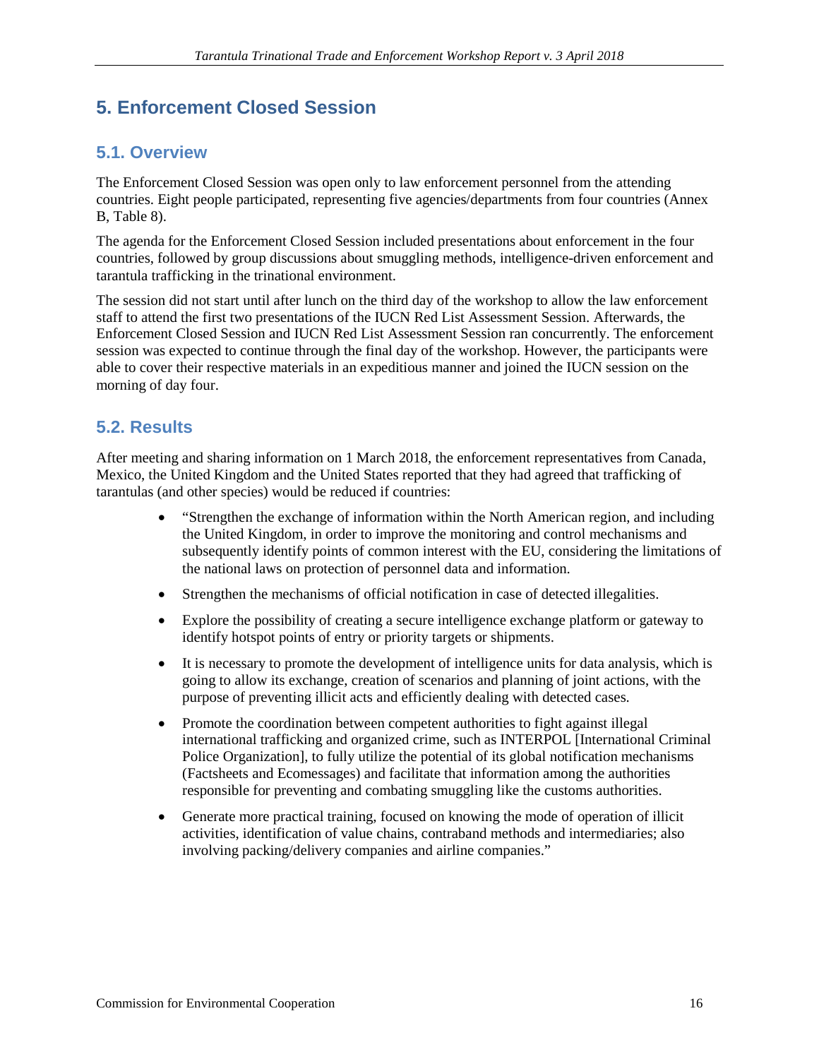# 5. Enforcement Closed Session

## 5.1. Overview

The Enforcement Closed Session was open only to law enforcement personnel from the attending countries. Eight people participated, representing five agencies/departments from four countries (Annex B, Table 8).

The agenda for the Enforcement Closed Session included presentations about enforcement in the four countries, followed by group discussions about smuggling methods, intelligence-driven enforcement and tarantula trafficking in the trinational environment.

The session did not start until after lunch on the third day of the workshop to allow the law enforcement staff to attend the first two presentations of the IUCN Red List Assessment Session. Afterwards, the Enforcement Closed Session and IUCN Red List Assessment Session ran concurrently. The enforcement session was expected to continue through the final day of the workshop. However, the participants were able to cover their respective materials in an expeditious manner and joined the IUCN session on the morning of day four.

## 5.2. Results

After meeting and sharing information on 1 March 2018, the enforcement representatives from Canada, Mexico, the United Kingdom and the United States reported that they had agreed that trafficking of tarantulas (and other species) would be reduced if countries:

- "Strengthen the exchange of information within the North American region, and including the United Kingdom, in order to improve the monitoring and control mechanisms and subsequently identify points of common interest with the EU, considering the limitations of the national laws on protection of personnel data and information.
- Strengthen the mechanisms of official notification in case of detected illegalities.
- Explore the possibility of creating a secure intelligence exchange platform or gateway to identify hotspot points of entry or priority targets or shipments.
- It is necessary to promote the development of intelligence units for data analysis, which is going to allow its exchange, creation of scenarios and planning of joint actions, with the purpose of preventing illicit acts and efficiently dealing with detected cases.
- Promote the coordination between competent authorities to fight against illegal international trafficking and organized crime, such as INTERPOL [International Criminal Police Organization], to fully utilize the potential of its global notification mechanisms (Factsheets and Ecomessages) and facilitate that information among the authorities responsible for preventing and combating smuggling like the customs authorities.
- Generate more practical training, focused on knowing the mode of operation of illicit activities, identification of value chains, contraband methods and intermediaries; also involving packing/delivery companies and airline companies."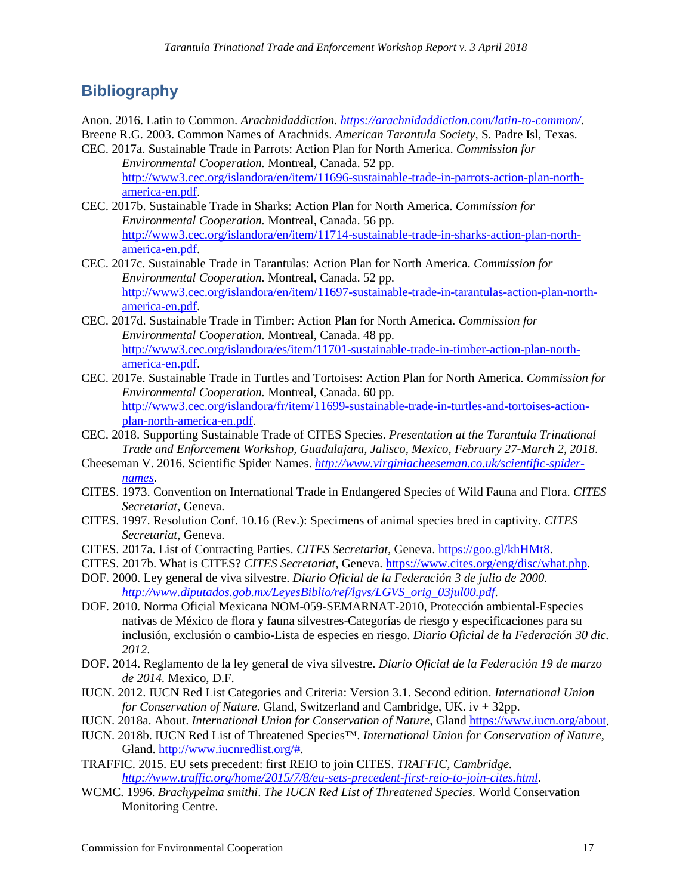## Bibliography

Anon. 2016. Latin to Common. *Arachnidaddiction. https://arachnidaddiction.com/latin-to-common/*.

Breene R.G. 2003. Common Names of Arachnids. *American Tarantula Society,* S. Padre Isl, Texas.

CEC. 2017a. Sustainable Trade in Parrots: Action Plan for North America. *Commission for Environmental Cooperation.* Montreal, Canada. 52 pp. http://www3.cec.org/islandora/en/item/11696-sustainable-trade-in-parrots-action-plan-north-america-en.pdf.

CEC. 2017b. Sustainable Trade in Sharks: Action Plan for North America. *Commission for Environmental Cooperation.* Montreal, Canada. 56 pp. http://www3.cec.org/islandora/en/item/11714-sustainable-trade-in-sharks-action-plan-north-america-en.pdf.

CEC. 2017c. Sustainable Trade in Tarantulas: Action Plan for North America. *Commission for Environmental Cooperation.* Montreal, Canada. 52 pp. http://www3.cec.org/islandora/en/item/11697-sustainable-trade-in-tarantulas-action-plan-north-america-en.pdf.

CEC. 2017d. Sustainable Trade in Timber: Action Plan for North America. *Commission for Environmental Cooperation.* Montreal, Canada. 48 pp. http://www3.cec.org/islandora/es/item/11701-sustainable-trade-in-timber-action-plan-north-america-en.pdf.

CEC. 2017e. Sustainable Trade in Turtles and Tortoises: Action Plan for North America. *Commission for Environmental Cooperation.* Montreal, Canada. 60 pp. http://www3.cec.org/islandora/fr/item/11699-sustainable-trade-in-turtles-and-tortoises-action-plan-north-america-en.pdf.

CEC. 2018. Supporting Sustainable Trade of CITES Species. *Presentation at the Tarantula Trinational Trade and Enforcement Workshop, Guadalajara, Jalisco, Mexico, February 27-March 2, 2018*.

Cheeseman V. 2016. Scientific Spider Names. *http://www.virginiacheeseman.co.uk/scientific-spider-names*.

CITES. 1973. Convention on International Trade in Endangered Species of Wild Fauna and Flora. *CITES Secretariat*, Geneva.

CITES. 1997. Resolution Conf. 10.16 (Rev.): Specimens of animal species bred in captivity. *CITES Secretariat*, Geneva.

CITES. 2017a. List of Contracting Parties. *CITES Secretariat*, Geneva. https://goo.gl/khHMt8.

CITES. 2017b. What is CITES? *CITES Secretariat*, Geneva. https://www.cites.org/eng/disc/what.php.

DOF. 2000. Ley general de viva silvestre. *Diario Oficial de la Federación 3 de julio de 2000. http://www.diputados.gob.mx/LeyesBiblio/ref/lgvs/LGVS_orig_03jul00.pdf.*

DOF. 2010. Norma Oficial Mexicana NOM-059-SEMARNAT-2010, Protección ambiental-Especies nativas de México de flora y fauna silvestres-Categorías de riesgo y especificaciones para su inclusión, exclusión o cambio-Lista de especies en riesgo. *Diario Oficial de la Federación 30 dic. 2012*.

DOF. 2014. Reglamento de la ley general de viva silvestre. *Diario Oficial de la Federación 19 de marzo de 2014.* Mexico, D.F.

IUCN. 2012. IUCN Red List Categories and Criteria: Version 3.1. Second edition. *International Union for Conservation of Nature.* Gland, Switzerland and Cambridge, UK. iv + 32pp.

IUCN. 2018a. About. *International Union for Conservation of Nature*, Gland https://www.iucn.org/about.

IUCN. 2018b. IUCN Red List of Threatened Species™. *International Union for Conservation of Nature*, Gland. http://www.iucnredlist.org/#.

TRAFFIC. 2015. EU sets precedent: first REIO to join CITES. *TRAFFIC, Cambridge. http://www.traffic.org/home/2015/7/8/eu-sets-precedent-first-reio-to-join-cites.html*.

WCMC. 1996. *Brachypelma smithi*. *The IUCN Red List of Threatened Species.* World Conservation Monitoring Centre.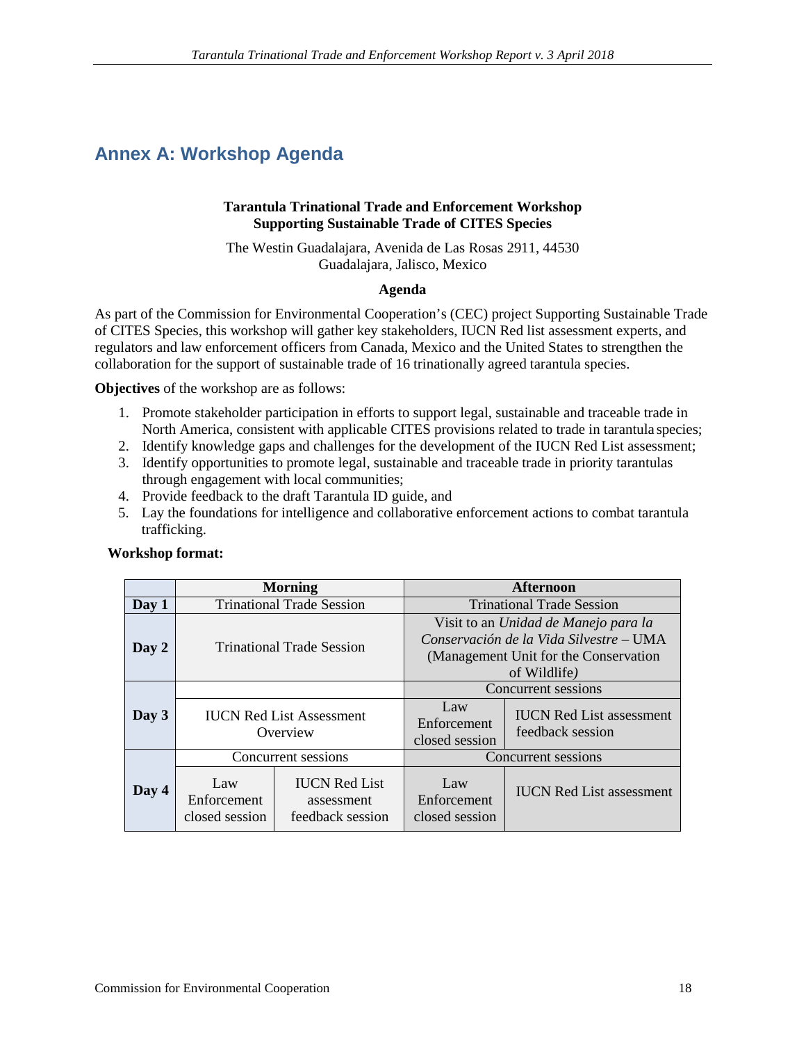## Annex A: Workshop Agenda

**Tarantula Trinational Trade and Enforcement Workshop**
**Supporting Sustainable Trade of CITES Species**

The Westin Guadalajara, Avenida de Las Rosas 2911, 44530
Guadalajara, Jalisco, Mexico

**Agenda**

As part of the Commission for Environmental Cooperation's (CEC) project Supporting Sustainable Trade of CITES Species, this workshop will gather key stakeholders, IUCN Red list assessment experts, and regulators and law enforcement officers from Canada, Mexico and the United States to strengthen the collaboration for the support of sustainable trade of 16 trinationally agreed tarantula species.

**Objectives** of the workshop are as follows:

1. Promote stakeholder participation in efforts to support legal, sustainable and traceable trade in North America, consistent with applicable CITES provisions related to trade in tarantula species;
2. Identify knowledge gaps and challenges for the development of the IUCN Red List assessment;
3. Identify opportunities to promote legal, sustainable and traceable trade in priority tarantulas through engagement with local communities;
4. Provide feedback to the draft Tarantula ID guide, and
5. Lay the foundations for intelligence and collaborative enforcement actions to combat tarantula trafficking.

**Workshop format:**

| | **Morning** | | **Afternoon** | |
|---|---|---|---|---|
| **Day 1** | Trinational Trade Session | | Trinational Trade Session | |
| **Day 2** | Trinational Trade Session | | Visit to an *Unidad de Manejo para la Conservación de la Vida Silvestre* – UMA (Management Unit for the Conservation of Wildlife) | |
| **Day 3** | | | Concurrent sessions | |
| | IUCN Red List Assessment Overview | | Law Enforcement closed session | IUCN Red List assessment feedback session |
| **Day 4** | Concurrent sessions | | Concurrent sessions | |
| | Law Enforcement closed session | IUCN Red List assessment feedback session | Law Enforcement closed session | IUCN Red List assessment |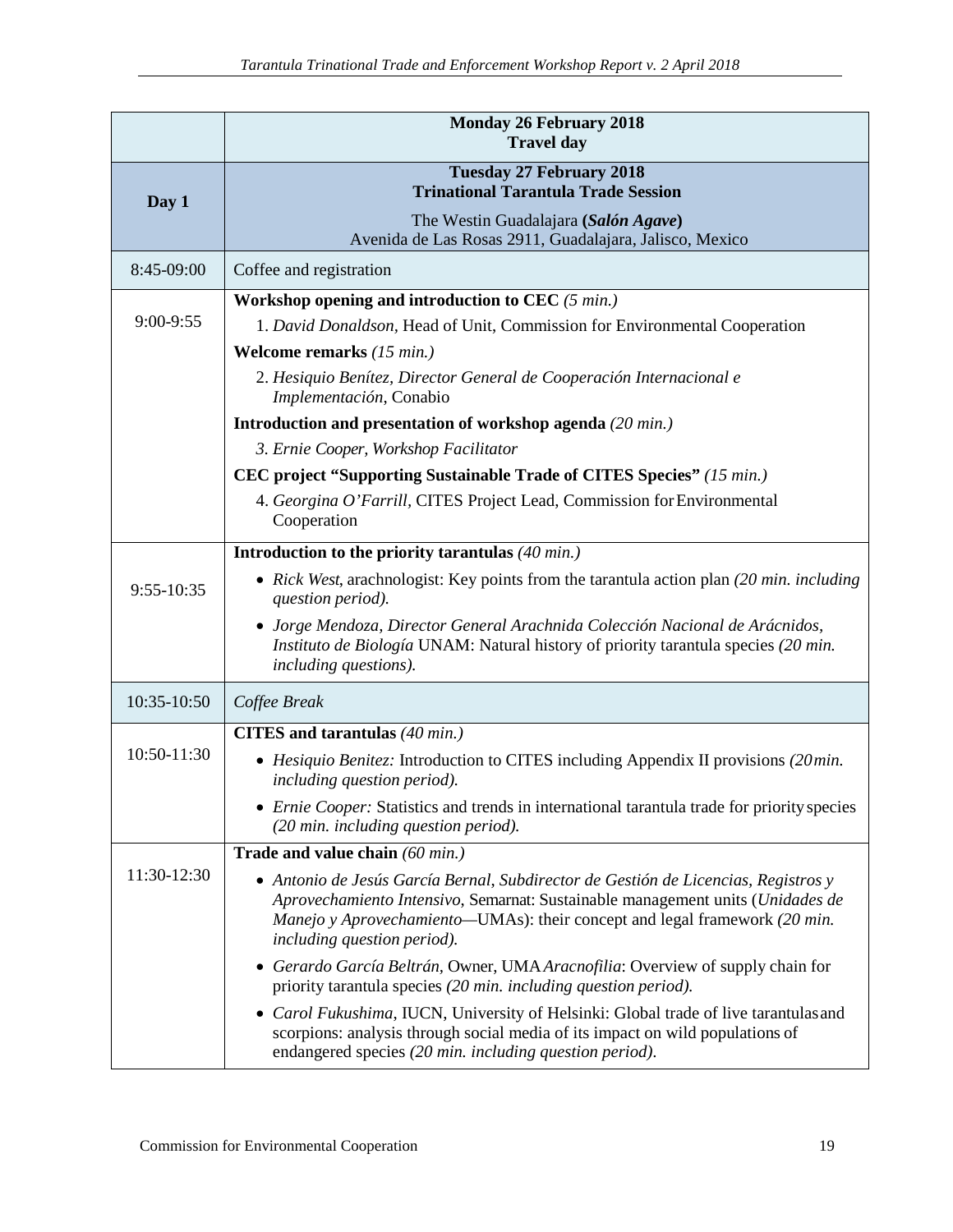| | **Monday 26 February 2018**<br>**Travel day** |
|---|---|
| **Day 1** | **Tuesday 27 February 2018**<br>**Trinational Tarantula Trade Session**<br>The Westin Guadalajara **(*Salón Agave*)**<br>Avenida de Las Rosas 2911, Guadalajara, Jalisco, Mexico |
| 8:45-09:00 | Coffee and registration |
| 9:00-9:55 | **Workshop opening and introduction to CEC** *(5 min.)*<br>1. *David Donaldson,* Head of Unit, Commission for Environmental Cooperation<br>**Welcome remarks** *(15 min.)*<br>2. *Hesiquio Benítez, Director General de Cooperación Internacional e Implementación*, Conabio<br>**Introduction and presentation of workshop agenda** *(20 min.)*<br>3. *Ernie Cooper, Workshop Facilitator*<br>**CEC project "Supporting Sustainable Trade of CITES Species"** *(15 min.)*<br>4. *Georgina O'Farrill*, CITES Project Lead, Commission for Environmental Cooperation |
| 9:55-10:35 | **Introduction to the priority tarantulas** *(40 min.)*<br>• *Rick West*, arachnologist: Key points from the tarantula action plan *(20 min. including question period).*<br>• *Jorge Mendoza, Director General Arachnida Colección Nacional de Arácnidos, Instituto de Biología* UNAM: Natural history of priority tarantula species *(20 min. including questions).* |
| 10:35-10:50 | *Coffee Break* |
| 10:50-11:30 | **CITES and tarantulas** *(40 min.)*<br>• *Hesiquio Benitez:* Introduction to CITES including Appendix II provisions *(20 min. including question period).*<br>• *Ernie Cooper:* Statistics and trends in international tarantula trade for priority species *(20 min. including question period).* |
| 11:30-12:30 | **Trade and value chain** *(60 min.)*<br>• *Antonio de Jesús García Bernal, Subdirector de Gestión de Licencias, Registros y Aprovechamiento Intensivo*, Semarnat: Sustainable management units (*Unidades de Manejo y Aprovechamiento*—UMAs): their concept and legal framework *(20 min. including question period).*<br>• *Gerardo García Beltrán*, Owner, UMA *Aracnofilia*: Overview of supply chain for priority tarantula species *(20 min. including question period).*<br>• *Carol Fukushima*, IUCN, University of Helsinki: Global trade of live tarantulas and scorpions: analysis through social media of its impact on wild populations of endangered species *(20 min. including question period).* |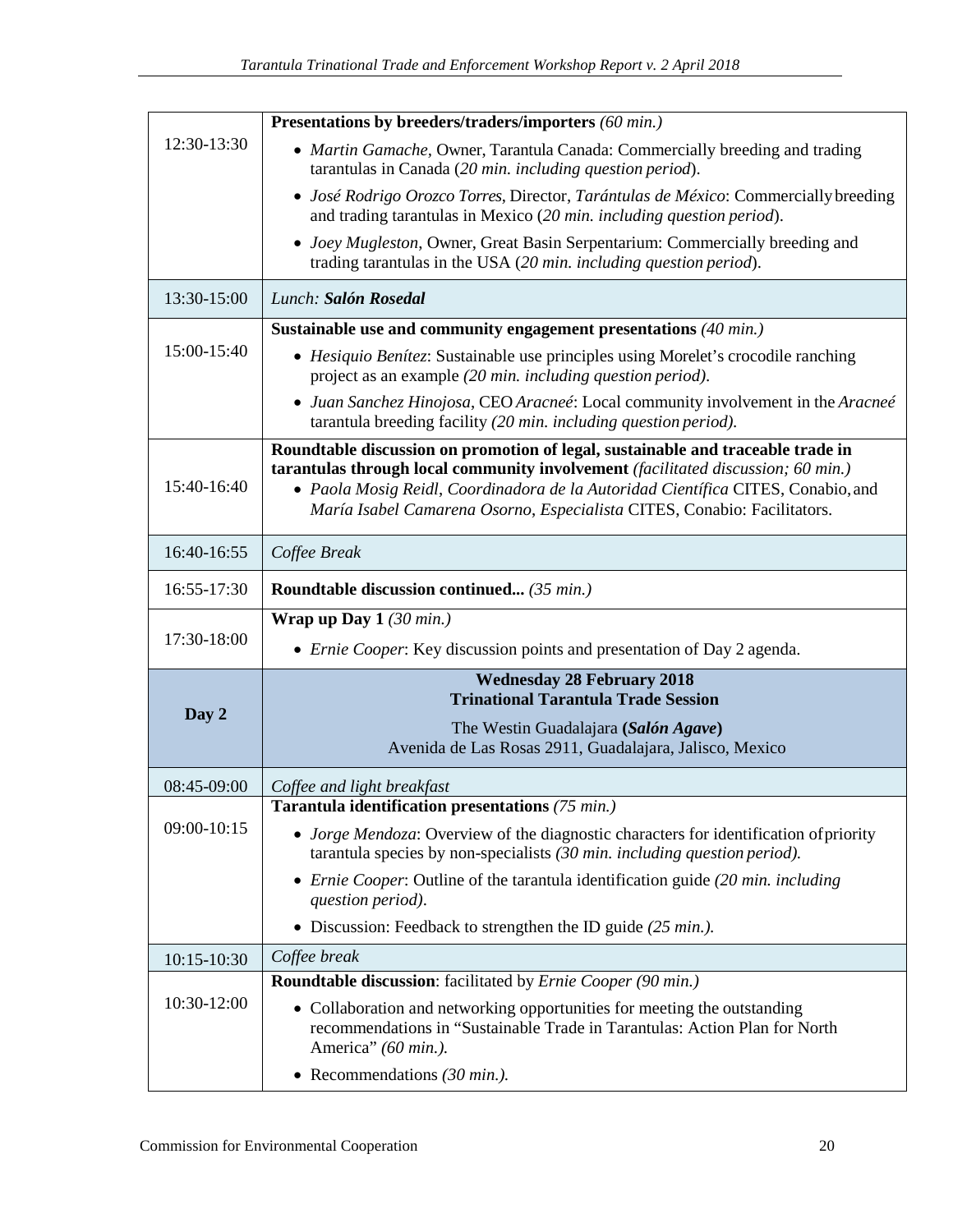| | |
|---|---|
| 12:30-13:30 | **Presentations by breeders/traders/importers** *(60 min.)*<br>• *Martin Gamache*, Owner, Tarantula Canada: Commercially breeding and trading tarantulas in Canada (*20 min. including question period*).<br>• *José Rodrigo Orozco Torres*, Director, *Tarántulas de México*: Commercially breeding and trading tarantulas in Mexico (*20 min. including question period*).<br>• *Joey Mugleston*, Owner, Great Basin Serpentarium: Commercially breeding and trading tarantulas in the USA (*20 min. including question period*). |
| 13:30-15:00 | *Lunch: **Salón Rosedal*** |
| 15:00-15:40 | **Sustainable use and community engagement presentations** *(40 min.)*<br>• *Hesiquio Benítez*: Sustainable use principles using Morelet's crocodile ranching project as an example *(20 min. including question period)*.<br>• *Juan Sanchez Hinojosa*, CEO *Aracneé*: Local community involvement in the *Aracneé* tarantula breeding facility *(20 min. including question period).* |
| 15:40-16:40 | **Roundtable discussion on promotion of legal, sustainable and traceable trade in tarantulas through local community involvement** *(facilitated discussion; 60 min.)*<br>• *Paola Mosig Reidl*, *Coordinadora de la Autoridad Científica* CITES, Conabio, and *María Isabel Camarena Osorno*, *Especialista* CITES, Conabio: Facilitators. |
| 16:40-16:55 | *Coffee Break* |
| 16:55-17:30 | **Roundtable discussion continued...** *(35 min.)* |
| 17:30-18:00 | **Wrap up Day 1** *(30 min.)*<br>• *Ernie Cooper*: Key discussion points and presentation of Day 2 agenda. |
| **Day 2** | **Wednesday 28 February 2018**<br>**Trinational Tarantula Trade Session**<br>The Westin Guadalajara **(*Salón Agave*)**<br>Avenida de Las Rosas 2911, Guadalajara, Jalisco, Mexico |
| 08:45-09:00 | *Coffee and light breakfast* |
| 09:00-10:15 | **Tarantula identification presentations** *(75 min.)*<br>• *Jorge Mendoza*: Overview of the diagnostic characters for identification of priority tarantula species by non-specialists *(30 min. including question period).*<br>• *Ernie Cooper*: Outline of the tarantula identification guide *(20 min. including question period)*.<br>• Discussion: Feedback to strengthen the ID guide *(25 min.).* |
| 10:15-10:30 | *Coffee break* |
| 10:30-12:00 | **Roundtable discussion**: facilitated by *Ernie Cooper (90 min.)*<br>• Collaboration and networking opportunities for meeting the outstanding recommendations in "Sustainable Trade in Tarantulas: Action Plan for North America" *(60 min.).*<br>• Recommendations *(30 min.).* |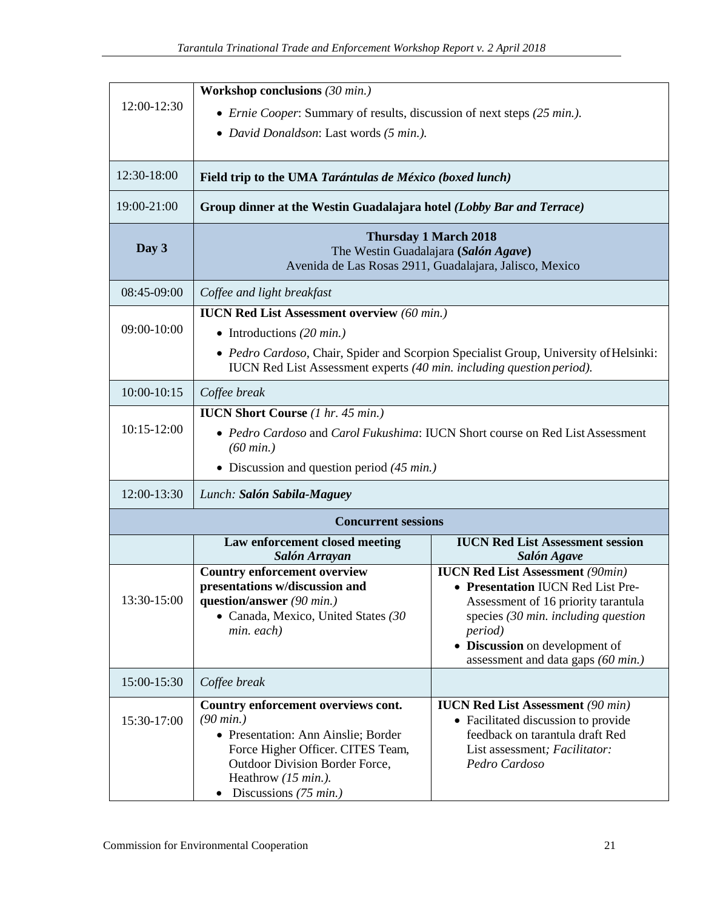| | | |
|---|---|---|
| 12:00-12:30 | **Workshop conclusions** *(30 min.)*<br>• *Ernie Cooper*: Summary of results, discussion of next steps *(25 min.).*<br>• *David Donaldson*: Last words *(5 min.).* | |
| 12:30-18:00 | **Field trip to the UMA *Tarántulas de México (boxed lunch)*** | |
| 19:00-21:00 | **Group dinner at the Westin Guadalajara hotel *(Lobby Bar and Terrace)*** | |
| **Day 3** | **Thursday 1 March 2018**<br>The Westin Guadalajara **(*Salón Agave*)**<br>Avenida de Las Rosas 2911, Guadalajara, Jalisco, Mexico | |
| 08:45-09:00 | *Coffee and light breakfast* | |
| 09:00-10:00 | **IUCN Red List Assessment overview** *(60 min.)*<br>• Introductions *(20 min.)*<br>• *Pedro Cardoso*, Chair, Spider and Scorpion Specialist Group, University of Helsinki: IUCN Red List Assessment experts *(40 min. including question period).* | |
| 10:00-10:15 | *Coffee break* | |
| 10:15-12:00 | **IUCN Short Course** *(1 hr. 45 min.)*<br>• *Pedro Cardoso* and *Carol Fukushima*: IUCN Short course on Red List Assessment *(60 min.)*<br>• Discussion and question period *(45 min.)* | |
| 12:00-13:30 | *Lunch: **Salón Sabila-Maguey*** | |
| | **Concurrent sessions** | |
| | **Law enforcement closed meeting**<br>***Salón Arrayan*** | **IUCN Red List Assessment session**<br>***Salón Agave*** |
| 13:30-15:00 | **Country enforcement overview presentations w/discussion and question/answer** *(90 min.)*<br>• Canada, Mexico, United States *(30 min. each)* | **IUCN Red List Assessment** *(90min)*<br>• **Presentation** IUCN Red List Pre-Assessment of 16 priority tarantula species *(30 min. including question period)*<br>• **Discussion** on development of assessment and data gaps *(60 min.)* |
| 15:00-15:30 | *Coffee break* | |
| 15:30-17:00 | **Country enforcement overviews cont.** *(90 min.)*<br>• Presentation: Ann Ainslie; Border Force Higher Officer. CITES Team, Outdoor Division Border Force, Heathrow *(15 min.).*<br>• Discussions *(75 min.)* | **IUCN Red List Assessment** *(90 min)*<br>• Facilitated discussion to provide feedback on tarantula draft Red List assessment*; Facilitator: Pedro Cardoso* |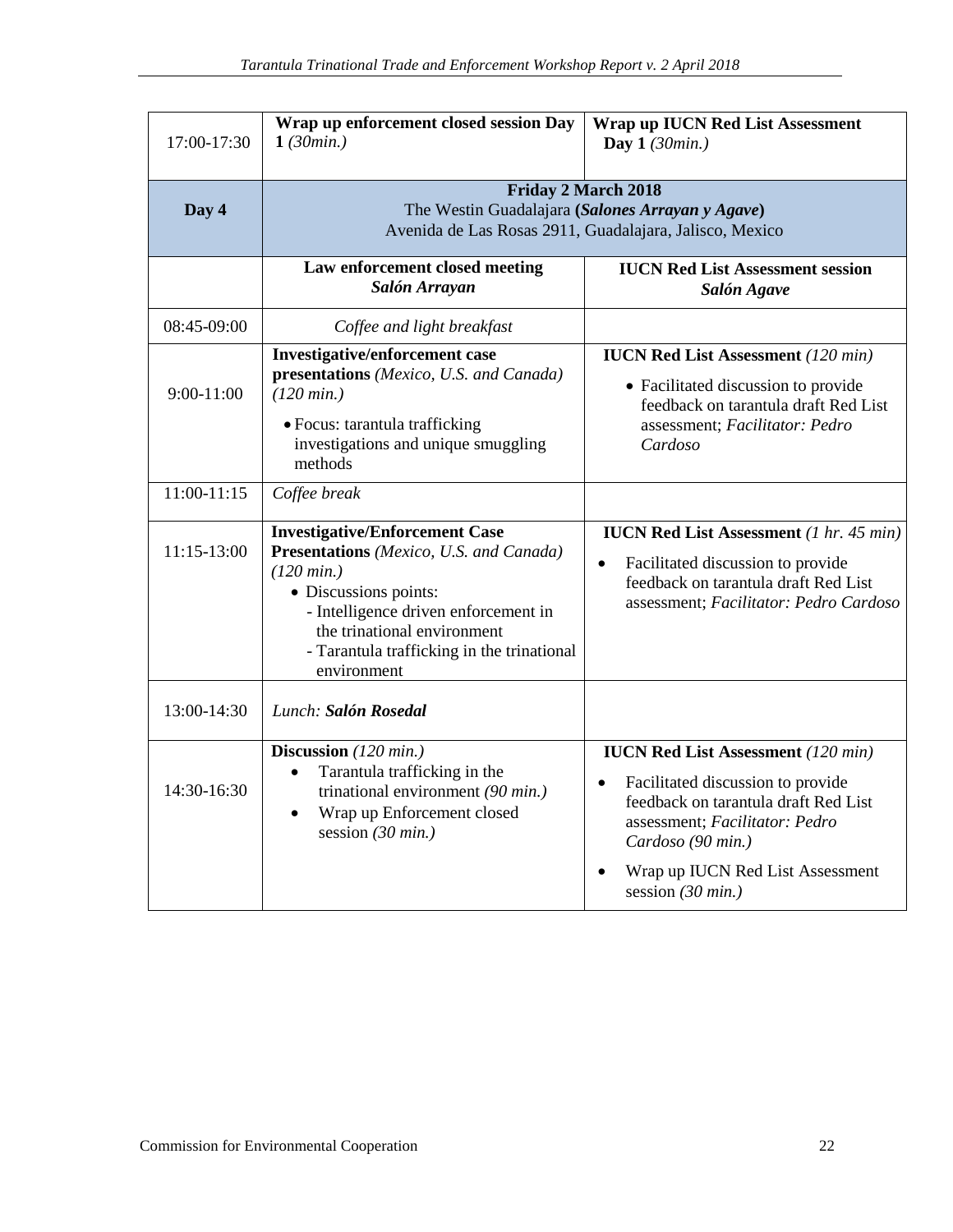| | | |
|---|---|---|
| 17:00-17:30 | **Wrap up enforcement closed session Day 1** *(30min.)* | **Wrap up IUCN Red List Assessment Day 1** *(30min.)* |
| **Day 4** | **Friday 2 March 2018**<br>The Westin Guadalajara **(*Salones Arrayan y Agave*)**<br>Avenida de Las Rosas 2911, Guadalajara, Jalisco, Mexico | |
| | **Law enforcement closed meeting**<br>***Salón Arrayan*** | **IUCN Red List Assessment session**<br>***Salón Agave*** |
| 08:45-09:00 | *Coffee and light breakfast* | |
| 9:00-11:00 | **Investigative/enforcement case presentations** *(Mexico, U.S. and Canada) (120 min.)*<br>• Focus: tarantula trafficking investigations and unique smuggling methods | **IUCN Red List Assessment** *(120 min)*<br>• Facilitated discussion to provide feedback on tarantula draft Red List assessment; *Facilitator: Pedro Cardoso* |
| 11:00-11:15 | *Coffee break* | |
| 11:15-13:00 | **Investigative/Enforcement Case Presentations** *(Mexico, U.S. and Canada) (120 min.)*<br>• Discussions points:<br>- Intelligence driven enforcement in the trinational environment<br>- Tarantula trafficking in the trinational environment | **IUCN Red List Assessment** *(1 hr. 45 min)*<br>• Facilitated discussion to provide feedback on tarantula draft Red List assessment; *Facilitator: Pedro Cardoso* |
| 13:00-14:30 | *Lunch:* ***Salón Rosedal*** | |
| 14:30-16:30 | **Discussion** *(120 min.)*<br>• Tarantula trafficking in the trinational environment *(90 min.)*<br>• Wrap up Enforcement closed session *(30 min.)* | **IUCN Red List Assessment** *(120 min)*<br>• Facilitated discussion to provide feedback on tarantula draft Red List assessment; *Facilitator: Pedro Cardoso (90 min.)*<br>• Wrap up IUCN Red List Assessment session *(30 min.)* |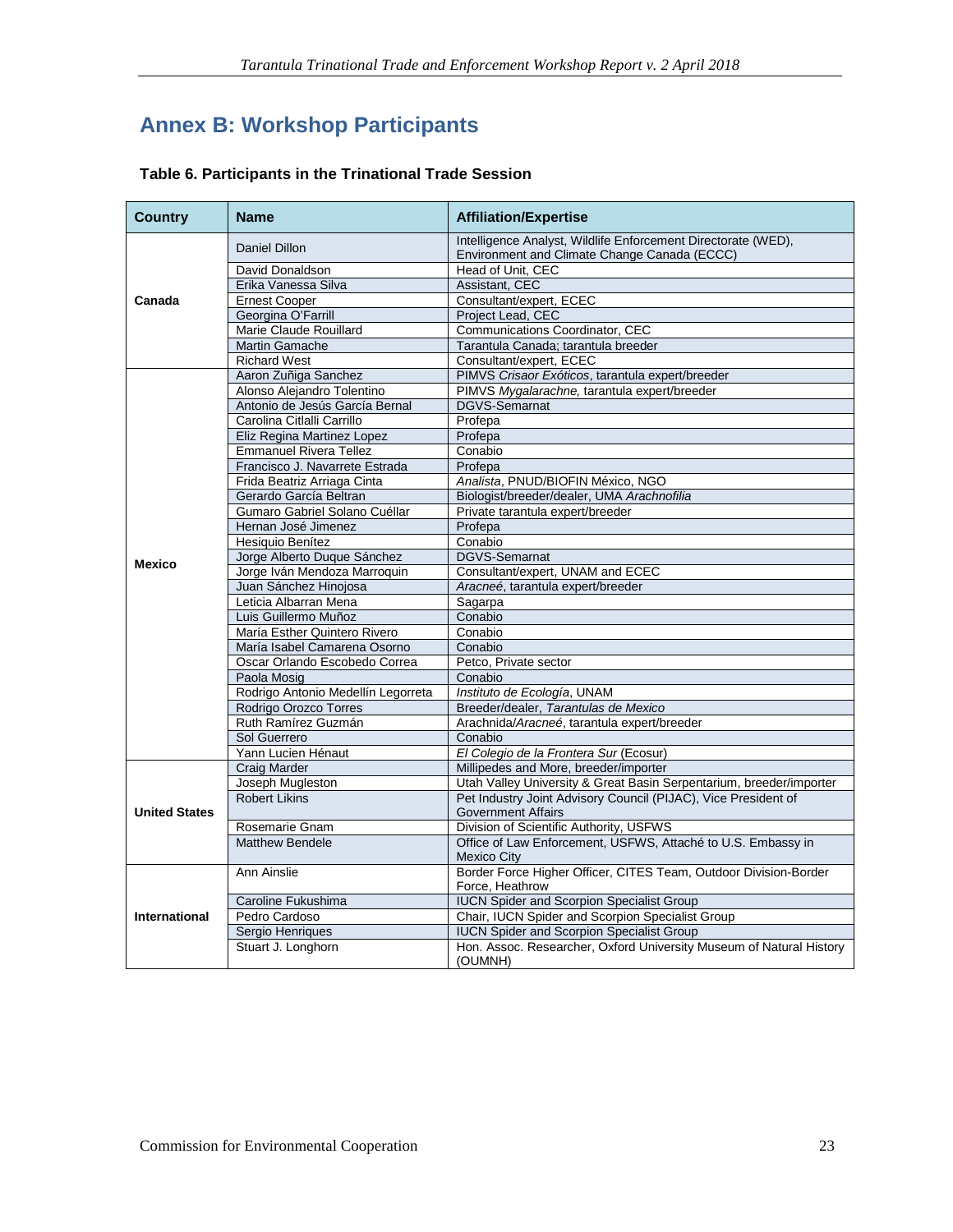# Annex B: Workshop Participants

### Table 6. Participants in the Trinational Trade Session

| Country | Name | Affiliation/Expertise |
|---|---|---|
| Canada | Daniel Dillon | Intelligence Analyst, Wildlife Enforcement Directorate (WED), Environment and Climate Change Canada (ECCC) |
| | David Donaldson | Head of Unit, CEC |
| | Erika Vanessa Silva | Assistant, CEC |
| | Ernest Cooper | Consultant/expert, ECEC |
| | Georgina O'Farrill | Project Lead, CEC |
| | Marie Claude Rouillard | Communications Coordinator, CEC |
| | Martin Gamache | Tarantula Canada; tarantula breeder |
| | Richard West | Consultant/expert, ECEC |
| Mexico | Aaron Zuñiga Sanchez | PIMVS *Crisaor Exóticos*, tarantula expert/breeder |
| | Alonso Alejandro Tolentino | PIMVS *Mygalarachne,* tarantula expert/breeder |
| | Antonio de Jesús García Bernal | DGVS-Semarnat |
| | Carolina Citlalli Carrillo | Profepa |
| | Eliz Regina Martinez Lopez | Profepa |
| | Emmanuel Rivera Tellez | Conabio |
| | Francisco J. Navarrete Estrada | Profepa |
| | Frida Beatriz Arriaga Cinta | *Analista*, PNUD/BIOFIN México, NGO |
| | Gerardo García Beltran | Biologist/breeder/dealer, UMA *Arachnofilia* |
| | Gumaro Gabriel Solano Cuéllar | Private tarantula expert/breeder |
| | Hernan José Jimenez | Profepa |
| | Hesiquio Benítez | Conabio |
| | Jorge Alberto Duque Sánchez | DGVS-Semarnat |
| | Jorge Iván Mendoza Marroquin | Consultant/expert, UNAM and ECEC |
| | Juan Sánchez Hinojosa | *Aracneé*, tarantula expert/breeder |
| | Leticia Albarran Mena | Sagarpa |
| | Luis Guillermo Muñoz | Conabio |
| | María Esther Quintero Rivero | Conabio |
| | María Isabel Camarena Osorno | Conabio |
| | Oscar Orlando Escobedo Correa | Petco, Private sector |
| | Paola Mosig | Conabio |
| | Rodrigo Antonio Medellín Legorreta | *Instituto de Ecología*, UNAM |
| | Rodrigo Orozco Torres | Breeder/dealer, *Tarantulas de Mexico* |
| | Ruth Ramírez Guzmán | Arachnida/*Aracneé*, tarantula expert/breeder |
| | Sol Guerrero | Conabio |
| | Yann Lucien Hénaut | *El Colegio de la Frontera Sur* (Ecosur) |
| United States | Craig Marder | Millipedes and More, breeder/importer |
| | Joseph Mugleston | Utah Valley University & Great Basin Serpentarium, breeder/importer |
| | Robert Likins | Pet Industry Joint Advisory Council (PIJAC), Vice President of Government Affairs |
| | Rosemarie Gnam | Division of Scientific Authority, USFWS |
| | Matthew Bendele | Office of Law Enforcement, USFWS, Attaché to U.S. Embassy in Mexico City |
| International | Ann Ainslie | Border Force Higher Officer, CITES Team, Outdoor Division-Border Force, Heathrow |
| | Caroline Fukushima | IUCN Spider and Scorpion Specialist Group |
| | Pedro Cardoso | Chair, IUCN Spider and Scorpion Specialist Group |
| | Sergio Henriques | IUCN Spider and Scorpion Specialist Group |
| | Stuart J. Longhorn | Hon. Assoc. Researcher, Oxford University Museum of Natural History (OUMNH) |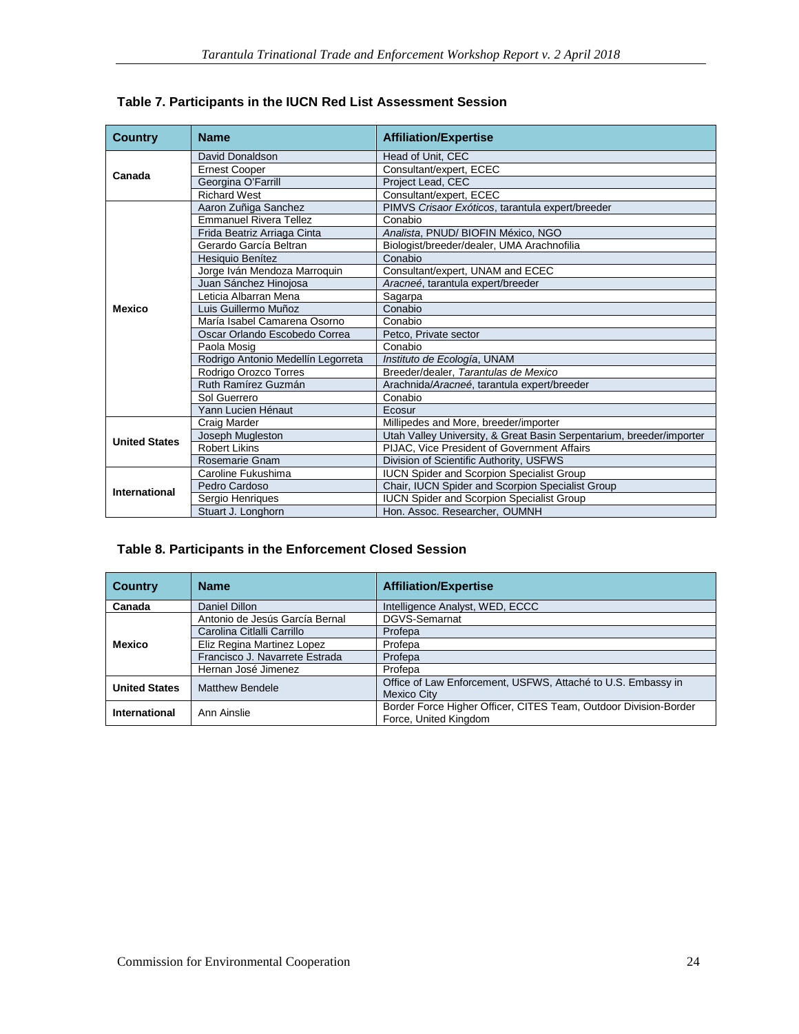### Table 7. Participants in the IUCN Red List Assessment Session

| Country | Name | Affiliation/Expertise |
|---|---|---|
| Canada | David Donaldson | Head of Unit, CEC |
| | Ernest Cooper | Consultant/expert, ECEC |
| | Georgina O'Farrill | Project Lead, CEC |
| | Richard West | Consultant/expert, ECEC |
| Mexico | Aaron Zuñiga Sanchez | PIMVS *Crisaor Exóticos*, tarantula expert/breeder |
| | Emmanuel Rivera Tellez | Conabio |
| | Frida Beatriz Arriaga Cinta | *Analista*, PNUD/ BIOFIN México, NGO |
| | Gerardo García Beltran | Biologist/breeder/dealer, UMA Arachnofilia |
| | Hesiquio Benítez | Conabio |
| | Jorge Iván Mendoza Marroquin | Consultant/expert, UNAM and ECEC |
| | Juan Sánchez Hinojosa | *Aracneé*, tarantula expert/breeder |
| | Leticia Albarran Mena | Sagarpa |
| | Luis Guillermo Muñoz | Conabio |
| | María Isabel Camarena Osorno | Conabio |
| | Oscar Orlando Escobedo Correa | Petco, Private sector |
| | Paola Mosig | Conabio |
| | Rodrigo Antonio Medellín Legorreta | *Instituto de Ecología*, UNAM |
| | Rodrigo Orozco Torres | Breeder/dealer, *Tarantulas de Mexico* |
| | Ruth Ramírez Guzmán | Arachnida/*Aracneé*, tarantula expert/breeder |
| | Sol Guerrero | Conabio |
| | Yann Lucien Hénaut | Ecosur |
| United States | Craig Marder | Millipedes and More, breeder/importer |
| | Joseph Mugleston | Utah Valley University, & Great Basin Serpentarium, breeder/importer |
| | Robert Likins | PIJAC, Vice President of Government Affairs |
| | Rosemarie Gnam | Division of Scientific Authority, USFWS |
| International | Caroline Fukushima | IUCN Spider and Scorpion Specialist Group |
| | Pedro Cardoso | Chair, IUCN Spider and Scorpion Specialist Group |
| | Sergio Henriques | IUCN Spider and Scorpion Specialist Group |
| | Stuart J. Longhorn | Hon. Assoc. Researcher, OUMNH |

### Table 8. Participants in the Enforcement Closed Session

| Country | Name | Affiliation/Expertise |
|---|---|---|
| Canada | Daniel Dillon | Intelligence Analyst, WED, ECCC |
| Mexico | Antonio de Jesús García Bernal | DGVS-Semarnat |
| | Carolina Citlalli Carrillo | Profepa |
| | Eliz Regina Martinez Lopez | Profepa |
| | Francisco J. Navarrete Estrada | Profepa |
| | Hernan José Jimenez | Profepa |
| United States | Matthew Bendele | Office of Law Enforcement, USFWS, Attaché to U.S. Embassy in Mexico City |
| International | Ann Ainslie | Border Force Higher Officer, CITES Team, Outdoor Division-Border Force, United Kingdom |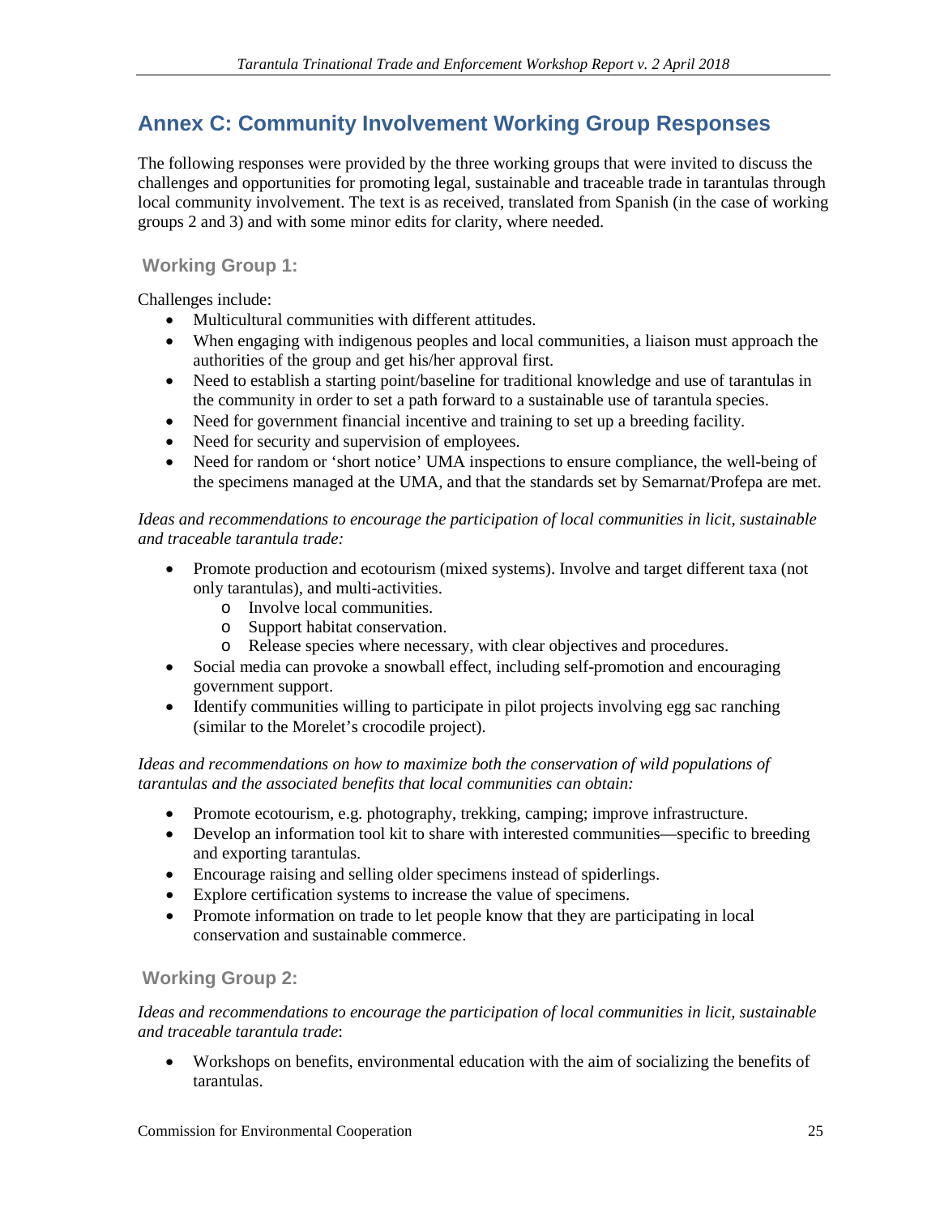# Annex C: Community Involvement Working Group Responses

The following responses were provided by the three working groups that were invited to discuss the challenges and opportunities for promoting legal, sustainable and traceable trade in tarantulas through local community involvement. The text is as received, translated from Spanish (in the case of working groups 2 and 3) and with some minor edits for clarity, where needed.

## Working Group 1:

Challenges include:

- Multicultural communities with different attitudes.
- When engaging with indigenous peoples and local communities, a liaison must approach the authorities of the group and get his/her approval first.
- Need to establish a starting point/baseline for traditional knowledge and use of tarantulas in the community in order to set a path forward to a sustainable use of tarantula species.
- Need for government financial incentive and training to set up a breeding facility.
- Need for security and supervision of employees.
- Need for random or 'short notice' UMA inspections to ensure compliance, the well-being of the specimens managed at the UMA, and that the standards set by Semarnat/Profepa are met.

*Ideas and recommendations to encourage the participation of local communities in licit, sustainable and traceable tarantula trade:*

- Promote production and ecotourism (mixed systems). Involve and target different taxa (not only tarantulas), and multi-activities.
  - Involve local communities.
  - Support habitat conservation.
  - Release species where necessary, with clear objectives and procedures.
- Social media can provoke a snowball effect, including self-promotion and encouraging government support.
- Identify communities willing to participate in pilot projects involving egg sac ranching (similar to the Morelet's crocodile project).

*Ideas and recommendations on how to maximize both the conservation of wild populations of tarantulas and the associated benefits that local communities can obtain:*

- Promote ecotourism, e.g. photography, trekking, camping; improve infrastructure.
- Develop an information tool kit to share with interested communities—specific to breeding and exporting tarantulas.
- Encourage raising and selling older specimens instead of spiderlings.
- Explore certification systems to increase the value of specimens.
- Promote information on trade to let people know that they are participating in local conservation and sustainable commerce.

## Working Group 2:

*Ideas and recommendations to encourage the participation of local communities in licit, sustainable and traceable tarantula trade*:

- Workshops on benefits, environmental education with the aim of socializing the benefits of tarantulas.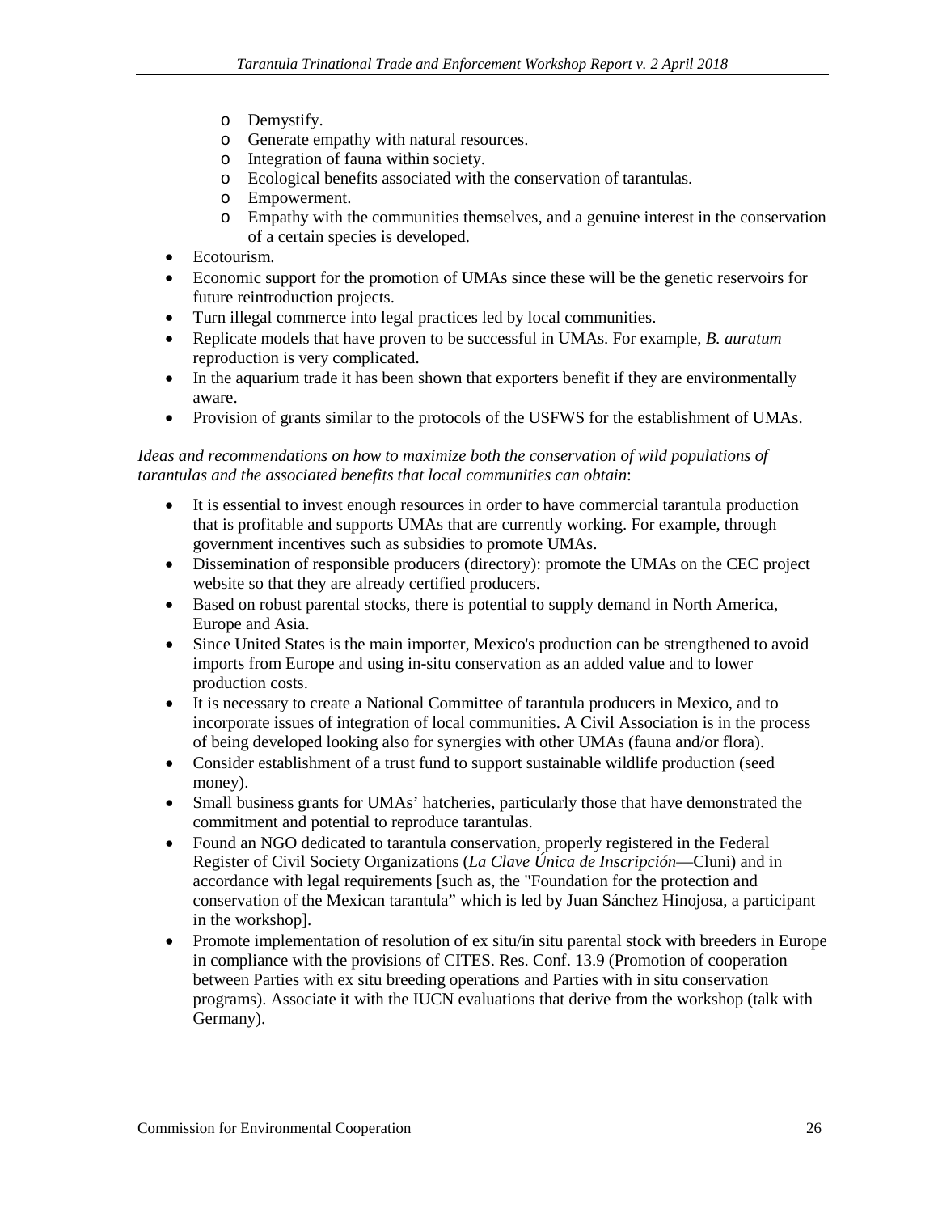- Demystify.
  - Generate empathy with natural resources.
  - Integration of fauna within society.
  - Ecological benefits associated with the conservation of tarantulas.
  - Empowerment.
  - Empathy with the communities themselves, and a genuine interest in the conservation of a certain species is developed.
- Ecotourism.
- Economic support for the promotion of UMAs since these will be the genetic reservoirs for future reintroduction projects.
- Turn illegal commerce into legal practices led by local communities.
- Replicate models that have proven to be successful in UMAs. For example, *B. auratum* reproduction is very complicated.
- In the aquarium trade it has been shown that exporters benefit if they are environmentally aware.
- Provision of grants similar to the protocols of the USFWS for the establishment of UMAs.

*Ideas and recommendations on how to maximize both the conservation of wild populations of tarantulas and the associated benefits that local communities can obtain*:

- It is essential to invest enough resources in order to have commercial tarantula production that is profitable and supports UMAs that are currently working. For example, through government incentives such as subsidies to promote UMAs.
- Dissemination of responsible producers (directory): promote the UMAs on the CEC project website so that they are already certified producers.
- Based on robust parental stocks, there is potential to supply demand in North America, Europe and Asia.
- Since United States is the main importer, Mexico's production can be strengthened to avoid imports from Europe and using in-situ conservation as an added value and to lower production costs.
- It is necessary to create a National Committee of tarantula producers in Mexico, and to incorporate issues of integration of local communities. A Civil Association is in the process of being developed looking also for synergies with other UMAs (fauna and/or flora).
- Consider establishment of a trust fund to support sustainable wildlife production (seed money).
- Small business grants for UMAs' hatcheries, particularly those that have demonstrated the commitment and potential to reproduce tarantulas.
- Found an NGO dedicated to tarantula conservation, properly registered in the Federal Register of Civil Society Organizations (*La Clave Única de Inscripción*—Cluni) and in accordance with legal requirements [such as, the "Foundation for the protection and conservation of the Mexican tarantula" which is led by Juan Sánchez Hinojosa, a participant in the workshop].
- Promote implementation of resolution of ex situ/in situ parental stock with breeders in Europe in compliance with the provisions of CITES. Res. Conf. 13.9 (Promotion of cooperation between Parties with ex situ breeding operations and Parties with in situ conservation programs). Associate it with the IUCN evaluations that derive from the workshop (talk with Germany).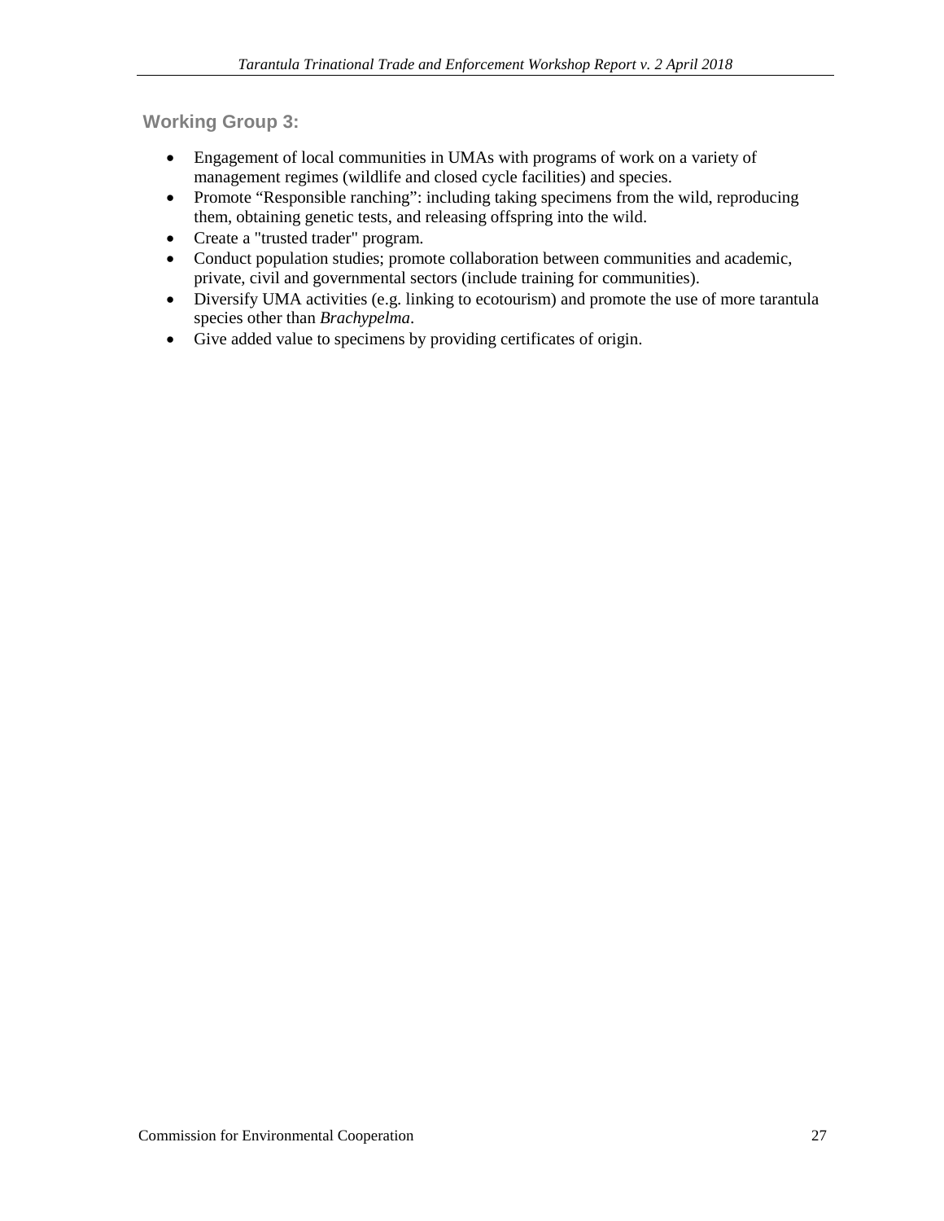### Working Group 3:

- Engagement of local communities in UMAs with programs of work on a variety of management regimes (wildlife and closed cycle facilities) and species.
- Promote "Responsible ranching": including taking specimens from the wild, reproducing them, obtaining genetic tests, and releasing offspring into the wild.
- Create a "trusted trader" program.
- Conduct population studies; promote collaboration between communities and academic, private, civil and governmental sectors (include training for communities).
- Diversify UMA activities (e.g. linking to ecotourism) and promote the use of more tarantula species other than *Brachypelma*.
- Give added value to specimens by providing certificates of origin.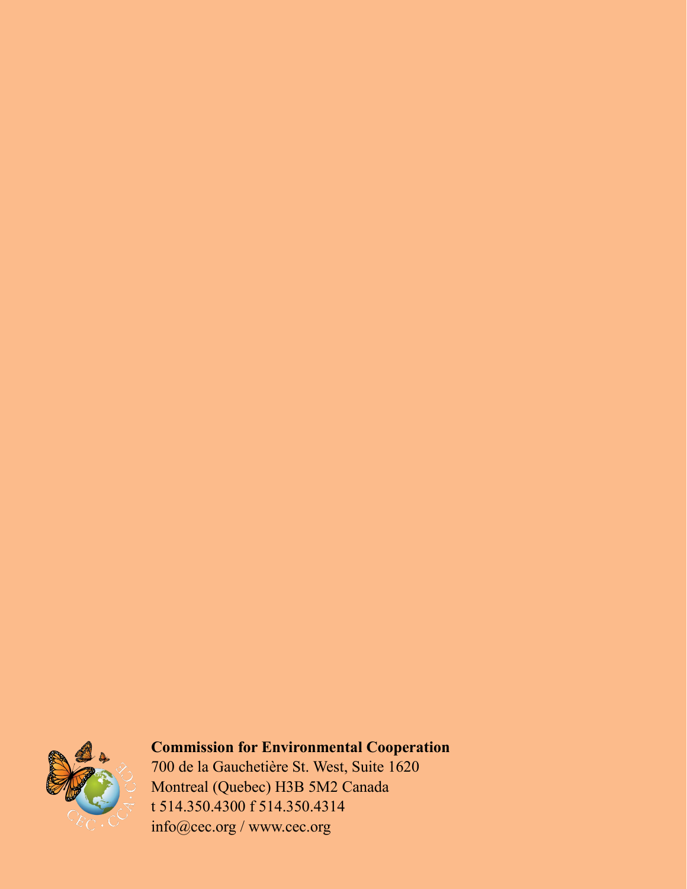**Commission for Environmental Cooperation**
700 de la Gauchetière St. West, Suite 1620
Montreal (Quebec) H3B 5M2 Canada
t 514.350.4300 f 514.350.4314
info@cec.org / www.cec.org